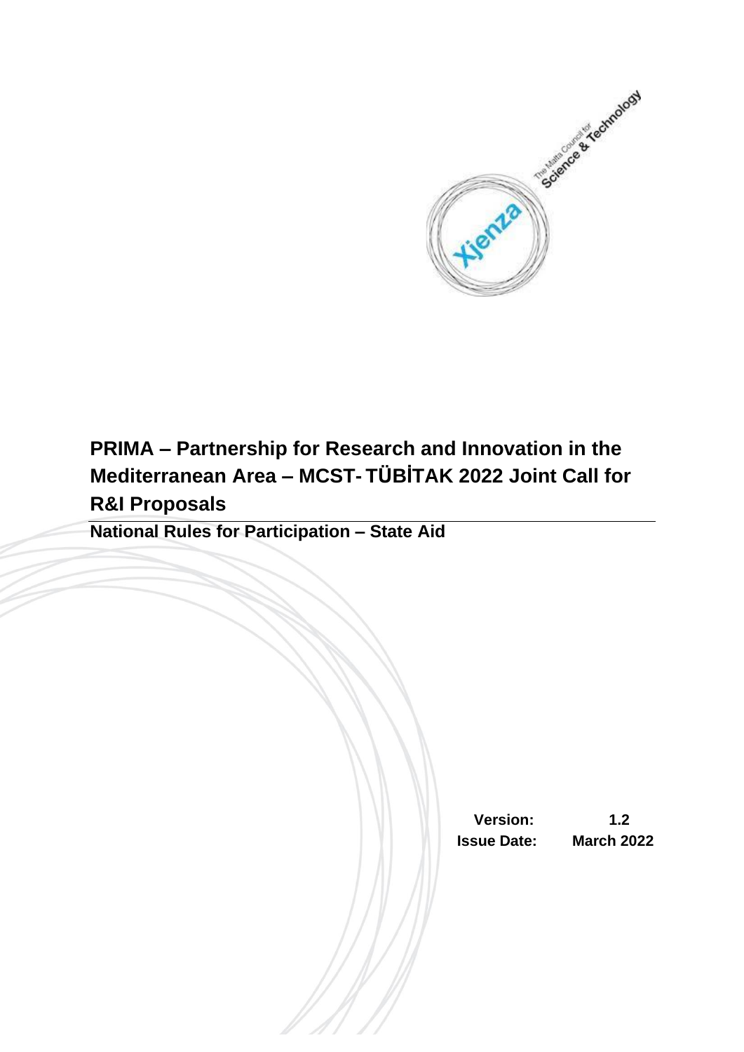# PRIMA – Partnership for Research and Innovation in the Mediterranean Area – MCST- TÜBİTAK 2022 Joint Call for R&I Proposals

## National Rules for Participation – State Aid

| | |
|---|---|
| **Version:** | **1.2** |
| **Issue Date:** | **March 2022** |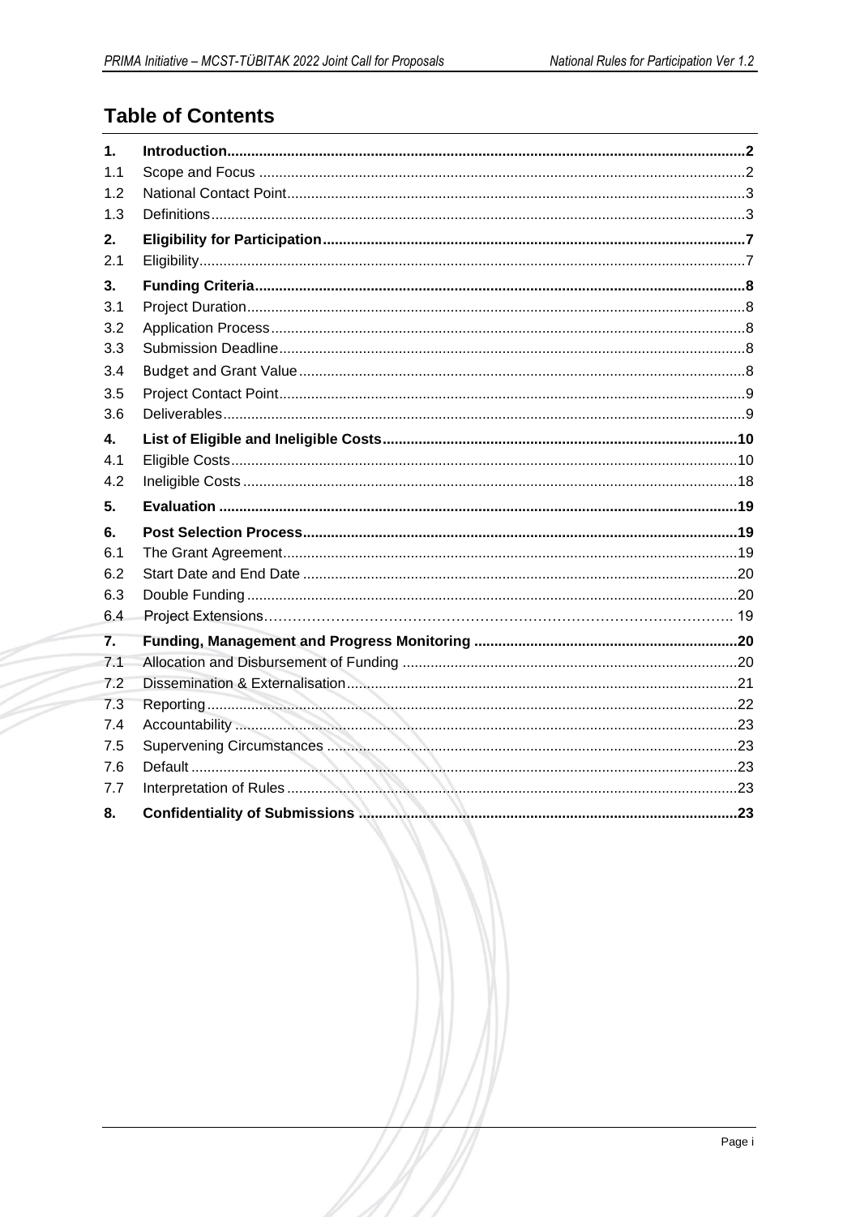# Table of Contents

| | | |
|---|---|---|
| **1.** | **Introduction** | **2** |
| 1.1 | Scope and Focus | 2 |
| 1.2 | National Contact Point | 3 |
| 1.3 | Definitions | 3 |
| **2.** | **Eligibility for Participation** | **7** |
| 2.1 | Eligibility | 7 |
| **3.** | **Funding Criteria** | **8** |
| 3.1 | Project Duration | 8 |
| 3.2 | Application Process | 8 |
| 3.3 | Submission Deadline | 8 |
| 3.4 | Budget and Grant Value | 8 |
| 3.5 | Project Contact Point | 9 |
| 3.6 | Deliverables | 9 |
| **4.** | **List of Eligible and Ineligible Costs** | **10** |
| 4.1 | Eligible Costs | 10 |
| 4.2 | Ineligible Costs | 18 |
| **5.** | **Evaluation** | **19** |
| **6.** | **Post Selection Process** | **19** |
| 6.1 | The Grant Agreement | 19 |
| 6.2 | Start Date and End Date | 20 |
| 6.3 | Double Funding | 20 |
| 6.4 | Project Extensions | 19 |
| **7.** | **Funding, Management and Progress Monitoring** | **20** |
| 7.1 | Allocation and Disbursement of Funding | 20 |
| 7.2 | Dissemination & Externalisation | 21 |
| 7.3 | Reporting | 22 |
| 7.4 | Accountability | 23 |
| 7.5 | Supervening Circumstances | 23 |
| 7.6 | Default | 23 |
| 7.7 | Interpretation of Rules | 23 |
| **8.** | **Confidentiality of Submissions** | **23** |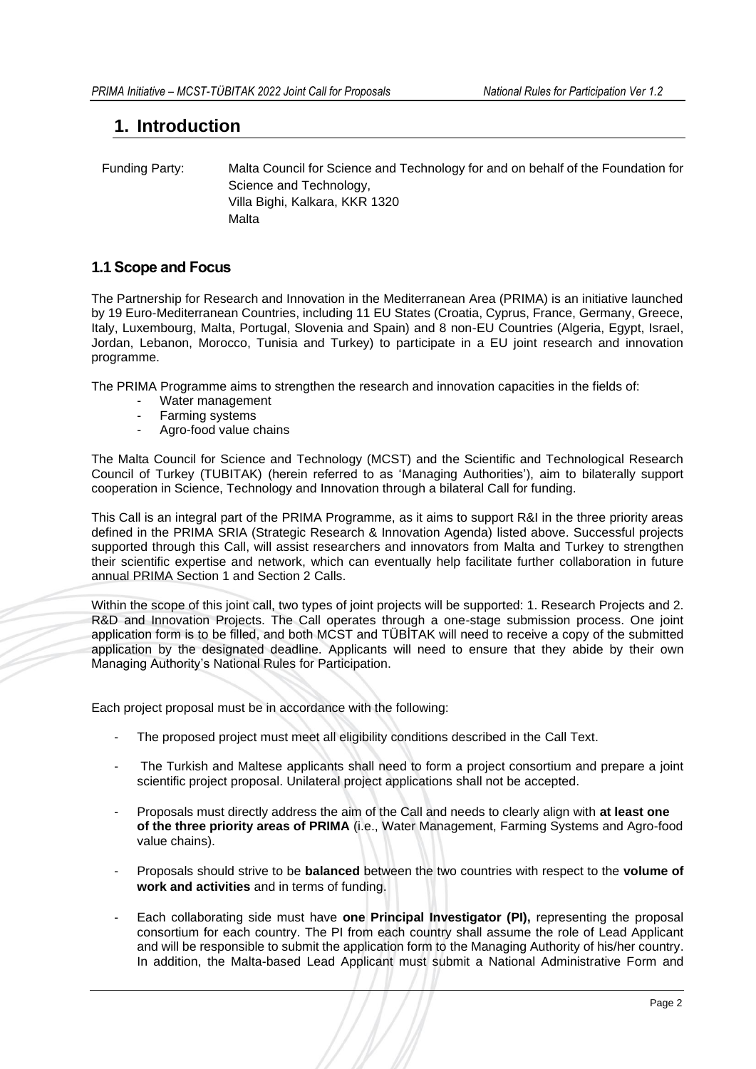# 1. Introduction

Funding Party: Malta Council for Science and Technology for and on behalf of the Foundation for Science and Technology,
Villa Bighi, Kalkara, KKR 1320
Malta

## 1.1 Scope and Focus

The Partnership for Research and Innovation in the Mediterranean Area (PRIMA) is an initiative launched by 19 Euro-Mediterranean Countries, including 11 EU States (Croatia, Cyprus, France, Germany, Greece, Italy, Luxembourg, Malta, Portugal, Slovenia and Spain) and 8 non-EU Countries (Algeria, Egypt, Israel, Jordan, Lebanon, Morocco, Tunisia and Turkey) to participate in a EU joint research and innovation programme.

The PRIMA Programme aims to strengthen the research and innovation capacities in the fields of:

- Water management
- Farming systems
- Agro-food value chains

The Malta Council for Science and Technology (MCST) and the Scientific and Technological Research Council of Turkey (TUBITAK) (herein referred to as 'Managing Authorities'), aim to bilaterally support cooperation in Science, Technology and Innovation through a bilateral Call for funding.

This Call is an integral part of the PRIMA Programme, as it aims to support R&I in the three priority areas defined in the PRIMA SRIA (Strategic Research & Innovation Agenda) listed above. Successful projects supported through this Call, will assist researchers and innovators from Malta and Turkey to strengthen their scientific expertise and network, which can eventually help facilitate further collaboration in future annual PRIMA Section 1 and Section 2 Calls.

Within the scope of this joint call, two types of joint projects will be supported: 1. Research Projects and 2. R&D and Innovation Projects. The Call operates through a one-stage submission process. One joint application form is to be filled, and both MCST and TÜBİTAK will need to receive a copy of the submitted application by the designated deadline. Applicants will need to ensure that they abide by their own Managing Authority's National Rules for Participation.

Each project proposal must be in accordance with the following:

- The proposed project must meet all eligibility conditions described in the Call Text.
- The Turkish and Maltese applicants shall need to form a project consortium and prepare a joint scientific project proposal. Unilateral project applications shall not be accepted.
- Proposals must directly address the aim of the Call and needs to clearly align with **at least one of the three priority areas of PRIMA** (i.e., Water Management, Farming Systems and Agro-food value chains).
- Proposals should strive to be **balanced** between the two countries with respect to the **volume of work and activities** and in terms of funding.
- Each collaborating side must have **one Principal Investigator (PI),** representing the proposal consortium for each country. The PI from each country shall assume the role of Lead Applicant and will be responsible to submit the application form to the Managing Authority of his/her country. In addition, the Malta-based Lead Applicant must submit a National Administrative Form and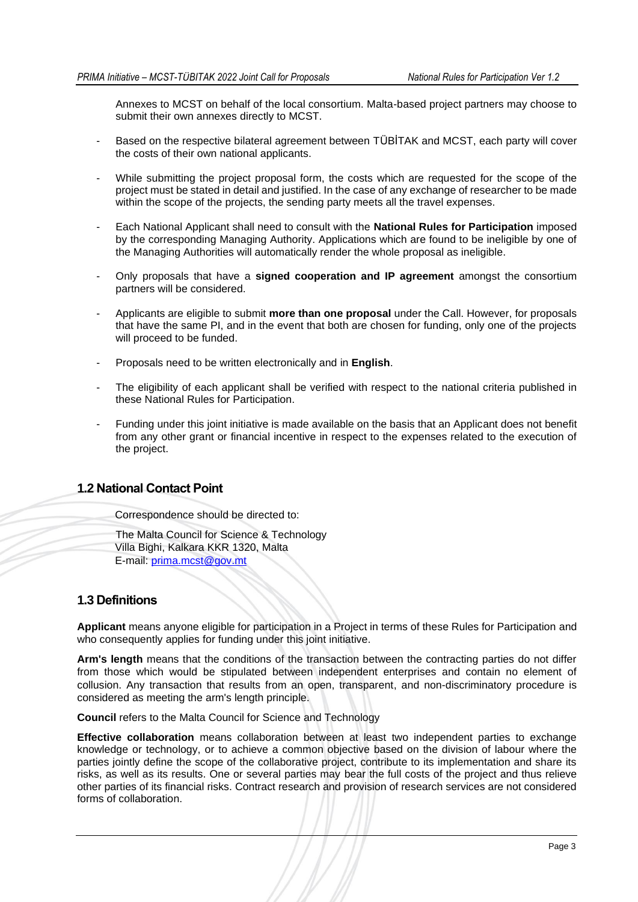Annexes to MCST on behalf of the local consortium. Malta-based project partners may choose to submit their own annexes directly to MCST.

- Based on the respective bilateral agreement between TÜBİTAK and MCST, each party will cover the costs of their own national applicants.
- While submitting the project proposal form, the costs which are requested for the scope of the project must be stated in detail and justified. In the case of any exchange of researcher to be made within the scope of the projects, the sending party meets all the travel expenses.
- Each National Applicant shall need to consult with the **National Rules for Participation** imposed by the corresponding Managing Authority. Applications which are found to be ineligible by one of the Managing Authorities will automatically render the whole proposal as ineligible.
- Only proposals that have a **signed cooperation and IP agreement** amongst the consortium partners will be considered.
- Applicants are eligible to submit **more than one proposal** under the Call. However, for proposals that have the same PI, and in the event that both are chosen for funding, only one of the projects will proceed to be funded.
- Proposals need to be written electronically and in **English**.
- The eligibility of each applicant shall be verified with respect to the national criteria published in these National Rules for Participation.
- Funding under this joint initiative is made available on the basis that an Applicant does not benefit from any other grant or financial incentive in respect to the expenses related to the execution of the project.

## 1.2 National Contact Point

Correspondence should be directed to:

The Malta Council for Science & Technology
Villa Bighi, Kalkara KKR 1320, Malta
E-mail: prima.mcst@gov.mt

## 1.3 Definitions

**Applicant** means anyone eligible for participation in a Project in terms of these Rules for Participation and who consequently applies for funding under this joint initiative.

**Arm's length** means that the conditions of the transaction between the contracting parties do not differ from those which would be stipulated between independent enterprises and contain no element of collusion. Any transaction that results from an open, transparent, and non-discriminatory procedure is considered as meeting the arm's length principle.

**Council** refers to the Malta Council for Science and Technology

**Effective collaboration** means collaboration between at least two independent parties to exchange knowledge or technology, or to achieve a common objective based on the division of labour where the parties jointly define the scope of the collaborative project, contribute to its implementation and share its risks, as well as its results. One or several parties may bear the full costs of the project and thus relieve other parties of its financial risks. Contract research and provision of research services are not considered forms of collaboration.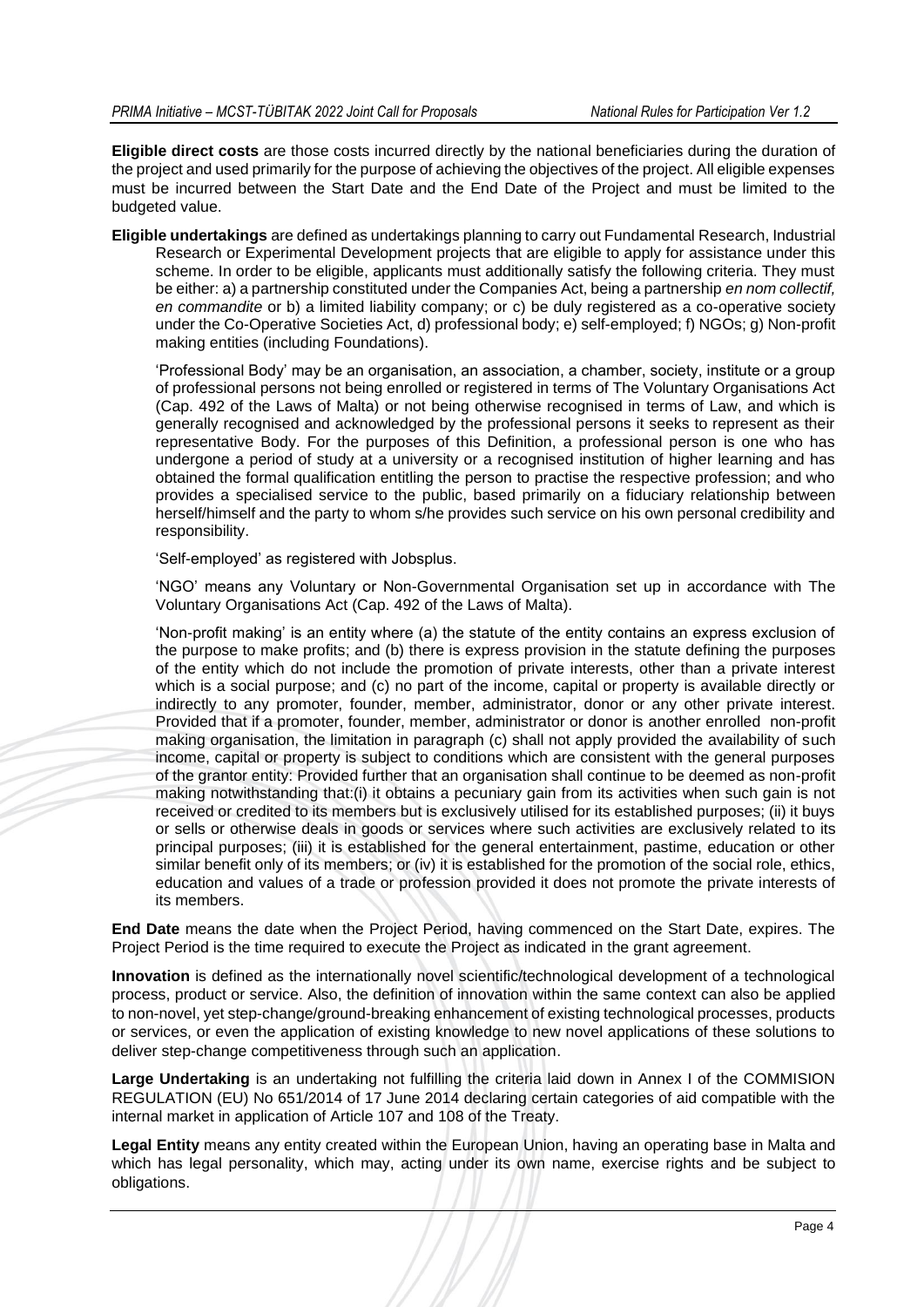**Eligible direct costs** are those costs incurred directly by the national beneficiaries during the duration of the project and used primarily for the purpose of achieving the objectives of the project. All eligible expenses must be incurred between the Start Date and the End Date of the Project and must be limited to the budgeted value.

**Eligible undertakings** are defined as undertakings planning to carry out Fundamental Research, Industrial Research or Experimental Development projects that are eligible to apply for assistance under this scheme. In order to be eligible, applicants must additionally satisfy the following criteria. They must be either: a) a partnership constituted under the Companies Act, being a partnership *en nom collectif, en commandite* or b) a limited liability company; or c) be duly registered as a co-operative society under the Co-Operative Societies Act, d) professional body; e) self-employed; f) NGOs; g) Non-profit making entities (including Foundations).

'Professional Body' may be an organisation, an association, a chamber, society, institute or a group of professional persons not being enrolled or registered in terms of The Voluntary Organisations Act (Cap. 492 of the Laws of Malta) or not being otherwise recognised in terms of Law, and which is generally recognised and acknowledged by the professional persons it seeks to represent as their representative Body. For the purposes of this Definition, a professional person is one who has undergone a period of study at a university or a recognised institution of higher learning and has obtained the formal qualification entitling the person to practise the respective profession; and who provides a specialised service to the public, based primarily on a fiduciary relationship between herself/himself and the party to whom s/he provides such service on his own personal credibility and responsibility.

'Self-employed' as registered with Jobsplus.

'NGO' means any Voluntary or Non-Governmental Organisation set up in accordance with The Voluntary Organisations Act (Cap. 492 of the Laws of Malta).

'Non-profit making' is an entity where (a) the statute of the entity contains an express exclusion of the purpose to make profits; and (b) there is express provision in the statute defining the purposes of the entity which do not include the promotion of private interests, other than a private interest which is a social purpose; and (c) no part of the income, capital or property is available directly or indirectly to any promoter, founder, member, administrator, donor or any other private interest. Provided that if a promoter, founder, member, administrator or donor is another enrolled non-profit making organisation, the limitation in paragraph (c) shall not apply provided the availability of such income, capital or property is subject to conditions which are consistent with the general purposes of the grantor entity: Provided further that an organisation shall continue to be deemed as non-profit making notwithstanding that:(i) it obtains a pecuniary gain from its activities when such gain is not received or credited to its members but is exclusively utilised for its established purposes; (ii) it buys or sells or otherwise deals in goods or services where such activities are exclusively related to its principal purposes; (iii) it is established for the general entertainment, pastime, education or other similar benefit only of its members; or (iv) it is established for the promotion of the social role, ethics, education and values of a trade or profession provided it does not promote the private interests of its members.

**End Date** means the date when the Project Period, having commenced on the Start Date, expires. The Project Period is the time required to execute the Project as indicated in the grant agreement.

**Innovation** is defined as the internationally novel scientific/technological development of a technological process, product or service. Also, the definition of innovation within the same context can also be applied to non-novel, yet step-change/ground-breaking enhancement of existing technological processes, products or services, or even the application of existing knowledge to new novel applications of these solutions to deliver step-change competitiveness through such an application.

**Large Undertaking** is an undertaking not fulfilling the criteria laid down in Annex I of the COMMISION REGULATION (EU) No 651/2014 of 17 June 2014 declaring certain categories of aid compatible with the internal market in application of Article 107 and 108 of the Treaty.

**Legal Entity** means any entity created within the European Union, having an operating base in Malta and which has legal personality, which may, acting under its own name, exercise rights and be subject to obligations.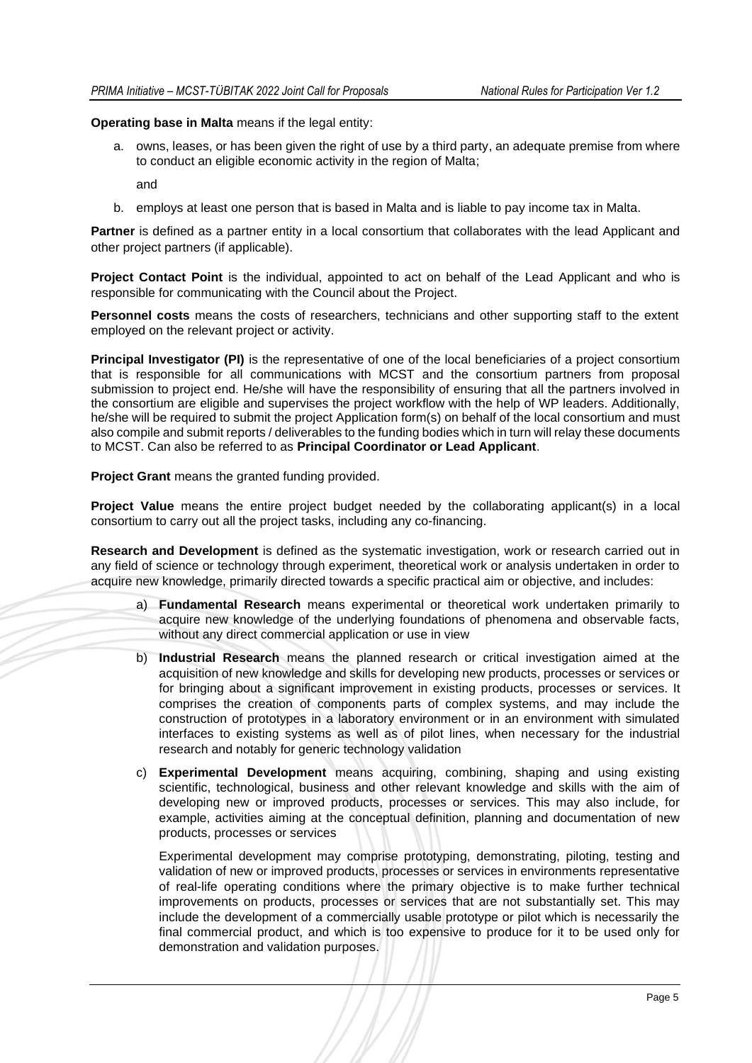**Operating base in Malta** means if the legal entity:

a. owns, leases, or has been given the right of use by a third party, an adequate premise from where to conduct an eligible economic activity in the region of Malta;

   and

b. employs at least one person that is based in Malta and is liable to pay income tax in Malta.

**Partner** is defined as a partner entity in a local consortium that collaborates with the lead Applicant and other project partners (if applicable).

**Project Contact Point** is the individual, appointed to act on behalf of the Lead Applicant and who is responsible for communicating with the Council about the Project.

**Personnel costs** means the costs of researchers, technicians and other supporting staff to the extent employed on the relevant project or activity.

**Principal Investigator (PI)** is the representative of one of the local beneficiaries of a project consortium that is responsible for all communications with MCST and the consortium partners from proposal submission to project end. He/she will have the responsibility of ensuring that all the partners involved in the consortium are eligible and supervises the project workflow with the help of WP leaders. Additionally, he/she will be required to submit the project Application form(s) on behalf of the local consortium and must also compile and submit reports / deliverables to the funding bodies which in turn will relay these documents to MCST. Can also be referred to as **Principal Coordinator or Lead Applicant**.

**Project Grant** means the granted funding provided.

**Project Value** means the entire project budget needed by the collaborating applicant(s) in a local consortium to carry out all the project tasks, including any co-financing.

**Research and Development** is defined as the systematic investigation, work or research carried out in any field of science or technology through experiment, theoretical work or analysis undertaken in order to acquire new knowledge, primarily directed towards a specific practical aim or objective, and includes:

a) **Fundamental Research** means experimental or theoretical work undertaken primarily to acquire new knowledge of the underlying foundations of phenomena and observable facts, without any direct commercial application or use in view

b) **Industrial Research** means the planned research or critical investigation aimed at the acquisition of new knowledge and skills for developing new products, processes or services or for bringing about a significant improvement in existing products, processes or services. It comprises the creation of components parts of complex systems, and may include the construction of prototypes in a laboratory environment or in an environment with simulated interfaces to existing systems as well as of pilot lines, when necessary for the industrial research and notably for generic technology validation

c) **Experimental Development** means acquiring, combining, shaping and using existing scientific, technological, business and other relevant knowledge and skills with the aim of developing new or improved products, processes or services. This may also include, for example, activities aiming at the conceptual definition, planning and documentation of new products, processes or services

   Experimental development may comprise prototyping, demonstrating, piloting, testing and validation of new or improved products, processes or services in environments representative of real-life operating conditions where the primary objective is to make further technical improvements on products, processes or services that are not substantially set. This may include the development of a commercially usable prototype or pilot which is necessarily the final commercial product, and which is too expensive to produce for it to be used only for demonstration and validation purposes.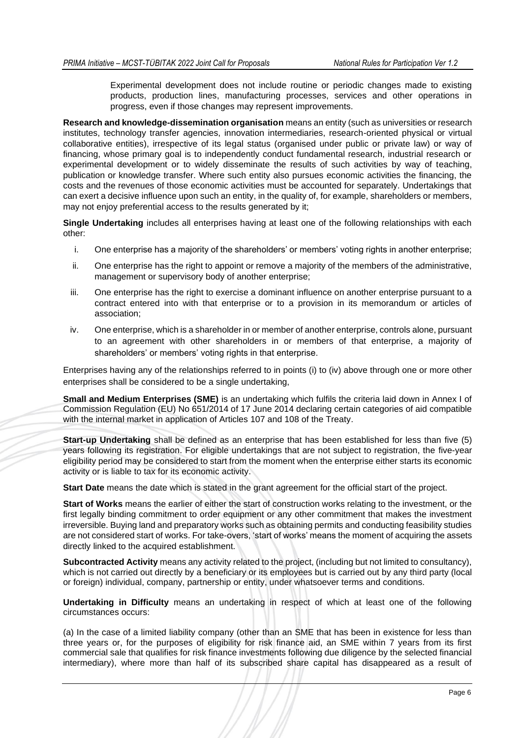Experimental development does not include routine or periodic changes made to existing products, production lines, manufacturing processes, services and other operations in progress, even if those changes may represent improvements.

**Research and knowledge-dissemination organisation** means an entity (such as universities or research institutes, technology transfer agencies, innovation intermediaries, research-oriented physical or virtual collaborative entities), irrespective of its legal status (organised under public or private law) or way of financing, whose primary goal is to independently conduct fundamental research, industrial research or experimental development or to widely disseminate the results of such activities by way of teaching, publication or knowledge transfer. Where such entity also pursues economic activities the financing, the costs and the revenues of those economic activities must be accounted for separately. Undertakings that can exert a decisive influence upon such an entity, in the quality of, for example, shareholders or members, may not enjoy preferential access to the results generated by it;

**Single Undertaking** includes all enterprises having at least one of the following relationships with each other:

i. One enterprise has a majority of the shareholders' or members' voting rights in another enterprise;

ii. One enterprise has the right to appoint or remove a majority of the members of the administrative, management or supervisory body of another enterprise;

iii. One enterprise has the right to exercise a dominant influence on another enterprise pursuant to a contract entered into with that enterprise or to a provision in its memorandum or articles of association;

iv. One enterprise, which is a shareholder in or member of another enterprise, controls alone, pursuant to an agreement with other shareholders in or members of that enterprise, a majority of shareholders' or members' voting rights in that enterprise.

Enterprises having any of the relationships referred to in points (i) to (iv) above through one or more other enterprises shall be considered to be a single undertaking,

**Small and Medium Enterprises (SME)** is an undertaking which fulfils the criteria laid down in Annex I of Commission Regulation (EU) No 651/2014 of 17 June 2014 declaring certain categories of aid compatible with the internal market in application of Articles 107 and 108 of the Treaty.

**Start-up Undertaking** shall be defined as an enterprise that has been established for less than five (5) years following its registration. For eligible undertakings that are not subject to registration, the five-year eligibility period may be considered to start from the moment when the enterprise either starts its economic activity or is liable to tax for its economic activity.

**Start Date** means the date which is stated in the grant agreement for the official start of the project.

**Start of Works** means the earlier of either the start of construction works relating to the investment, or the first legally binding commitment to order equipment or any other commitment that makes the investment irreversible. Buying land and preparatory works such as obtaining permits and conducting feasibility studies are not considered start of works. For take-overs, 'start of works' means the moment of acquiring the assets directly linked to the acquired establishment.

**Subcontracted Activity** means any activity related to the project, (including but not limited to consultancy), which is not carried out directly by a beneficiary or its employees but is carried out by any third party (local or foreign) individual, company, partnership or entity, under whatsoever terms and conditions.

**Undertaking in Difficulty** means an undertaking in respect of which at least one of the following circumstances occurs:

(a) In the case of a limited liability company (other than an SME that has been in existence for less than three years or, for the purposes of eligibility for risk finance aid, an SME within 7 years from its first commercial sale that qualifies for risk finance investments following due diligence by the selected financial intermediary), where more than half of its subscribed share capital has disappeared as a result of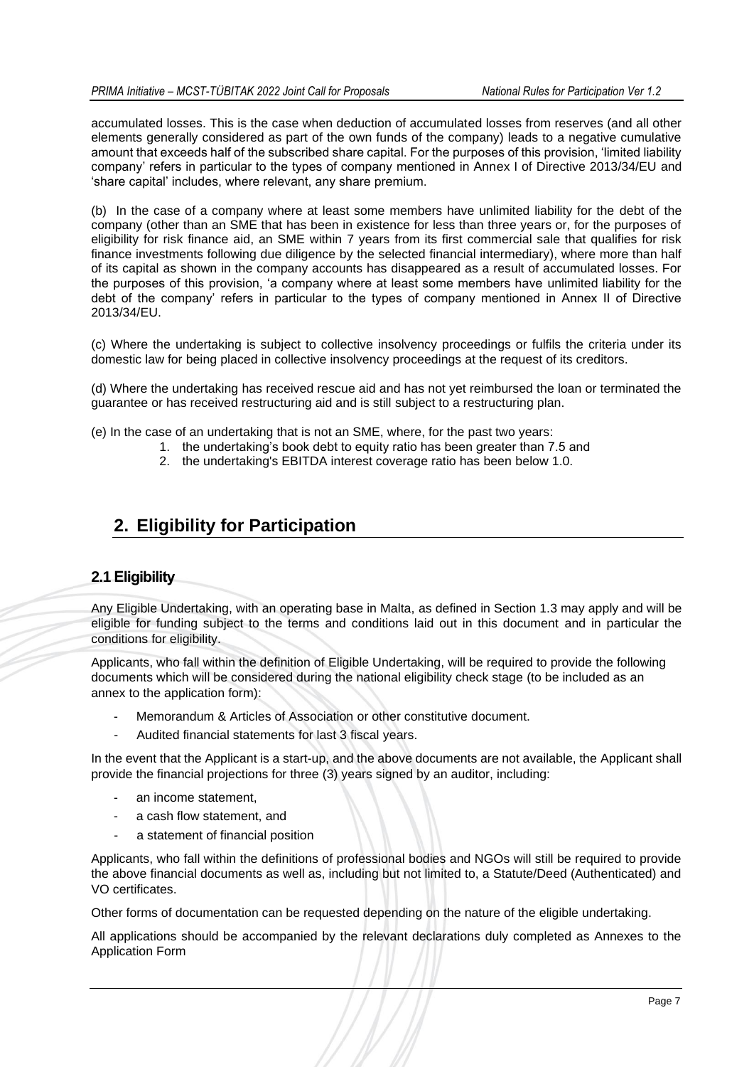accumulated losses. This is the case when deduction of accumulated losses from reserves (and all other elements generally considered as part of the own funds of the company) leads to a negative cumulative amount that exceeds half of the subscribed share capital. For the purposes of this provision, 'limited liability company' refers in particular to the types of company mentioned in Annex I of Directive 2013/34/EU and 'share capital' includes, where relevant, any share premium.

(b) In the case of a company where at least some members have unlimited liability for the debt of the company (other than an SME that has been in existence for less than three years or, for the purposes of eligibility for risk finance aid, an SME within 7 years from its first commercial sale that qualifies for risk finance investments following due diligence by the selected financial intermediary), where more than half of its capital as shown in the company accounts has disappeared as a result of accumulated losses. For the purposes of this provision, 'a company where at least some members have unlimited liability for the debt of the company' refers in particular to the types of company mentioned in Annex II of Directive 2013/34/EU.

(c) Where the undertaking is subject to collective insolvency proceedings or fulfils the criteria under its domestic law for being placed in collective insolvency proceedings at the request of its creditors.

(d) Where the undertaking has received rescue aid and has not yet reimbursed the loan or terminated the guarantee or has received restructuring aid and is still subject to a restructuring plan.

(e) In the case of an undertaking that is not an SME, where, for the past two years:

1. the undertaking's book debt to equity ratio has been greater than 7.5 and
2. the undertaking's EBITDA interest coverage ratio has been below 1.0.

# 2. Eligibility for Participation

## 2.1 Eligibility

Any Eligible Undertaking, with an operating base in Malta, as defined in Section 1.3 may apply and will be eligible for funding subject to the terms and conditions laid out in this document and in particular the conditions for eligibility.

Applicants, who fall within the definition of Eligible Undertaking, will be required to provide the following documents which will be considered during the national eligibility check stage (to be included as an annex to the application form):

- Memorandum & Articles of Association or other constitutive document.
- Audited financial statements for last 3 fiscal years.

In the event that the Applicant is a start-up, and the above documents are not available, the Applicant shall provide the financial projections for three (3) years signed by an auditor, including:

- an income statement,
- a cash flow statement, and
- a statement of financial position

Applicants, who fall within the definitions of professional bodies and NGOs will still be required to provide the above financial documents as well as, including but not limited to, a Statute/Deed (Authenticated) and VO certificates.

Other forms of documentation can be requested depending on the nature of the eligible undertaking.

All applications should be accompanied by the relevant declarations duly completed as Annexes to the Application Form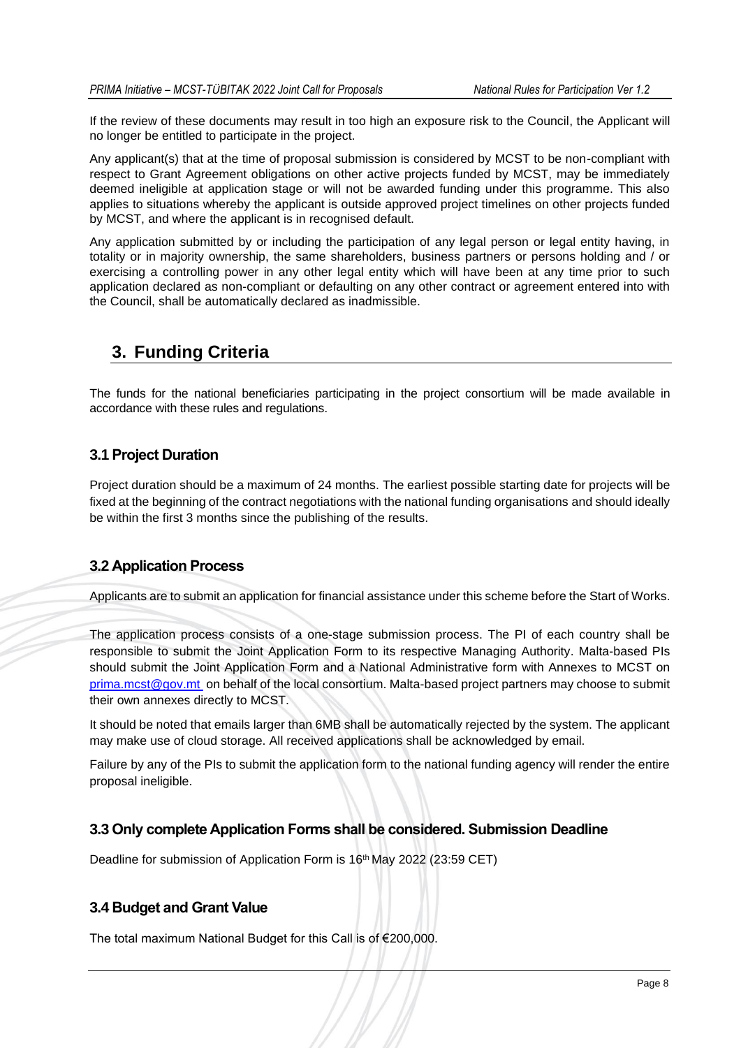If the review of these documents may result in too high an exposure risk to the Council, the Applicant will no longer be entitled to participate in the project.

Any applicant(s) that at the time of proposal submission is considered by MCST to be non-compliant with respect to Grant Agreement obligations on other active projects funded by MCST, may be immediately deemed ineligible at application stage or will not be awarded funding under this programme. This also applies to situations whereby the applicant is outside approved project timelines on other projects funded by MCST, and where the applicant is in recognised default.

Any application submitted by or including the participation of any legal person or legal entity having, in totality or in majority ownership, the same shareholders, business partners or persons holding and / or exercising a controlling power in any other legal entity which will have been at any time prior to such application declared as non-compliant or defaulting on any other contract or agreement entered into with the Council, shall be automatically declared as inadmissible.

# 3. Funding Criteria

The funds for the national beneficiaries participating in the project consortium will be made available in accordance with these rules and regulations.

## 3.1 Project Duration

Project duration should be a maximum of 24 months. The earliest possible starting date for projects will be fixed at the beginning of the contract negotiations with the national funding organisations and should ideally be within the first 3 months since the publishing of the results.

## 3.2 Application Process

Applicants are to submit an application for financial assistance under this scheme before the Start of Works.

The application process consists of a one-stage submission process. The PI of each country shall be responsible to submit the Joint Application Form to its respective Managing Authority. Malta-based PIs should submit the Joint Application Form and a National Administrative form with Annexes to MCST on prima.mcst@gov.mt on behalf of the local consortium. Malta-based project partners may choose to submit their own annexes directly to MCST.

It should be noted that emails larger than 6MB shall be automatically rejected by the system. The applicant may make use of cloud storage. All received applications shall be acknowledged by email.

Failure by any of the PIs to submit the application form to the national funding agency will render the entire proposal ineligible.

## 3.3 Only complete Application Forms shall be considered. Submission Deadline

Deadline for submission of Application Form is 16th May 2022 (23:59 CET)

## 3.4 Budget and Grant Value

The total maximum National Budget for this Call is of €200,000.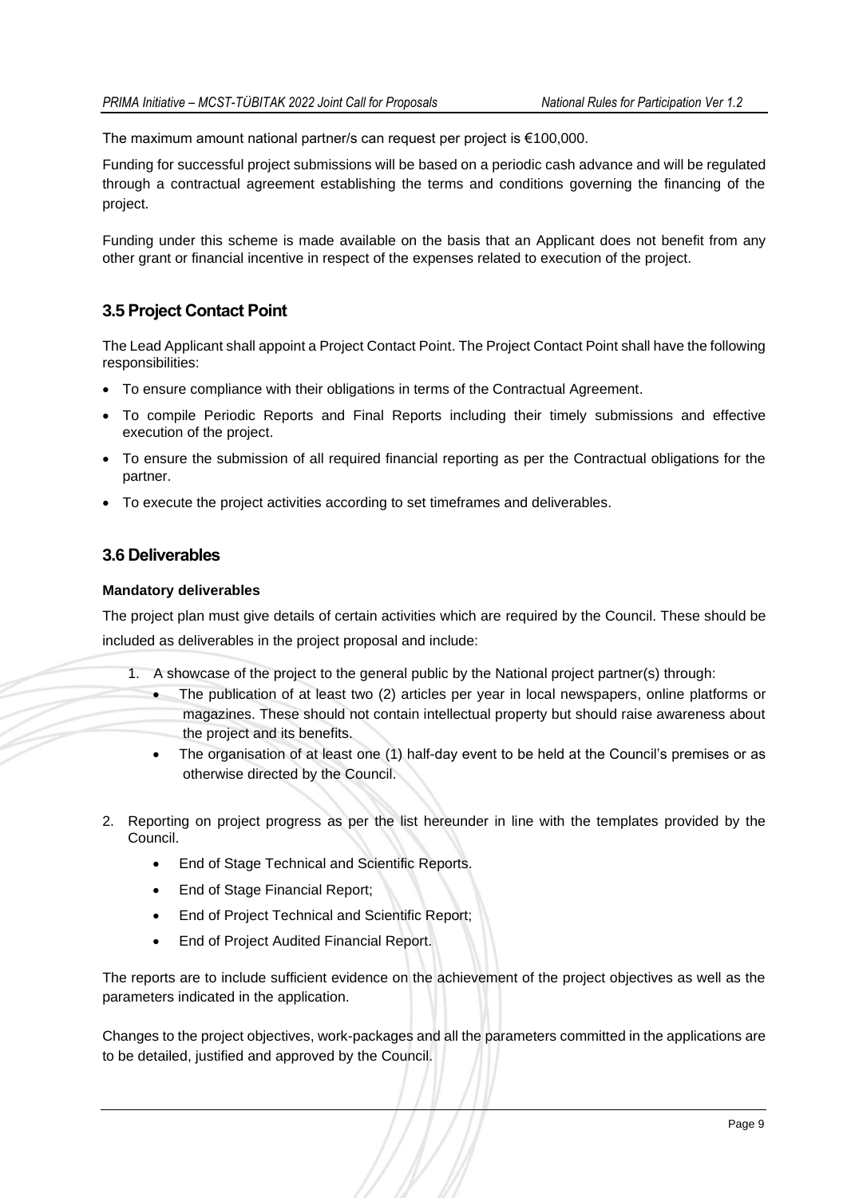The maximum amount national partner/s can request per project is €100,000.

Funding for successful project submissions will be based on a periodic cash advance and will be regulated through a contractual agreement establishing the terms and conditions governing the financing of the project.

Funding under this scheme is made available on the basis that an Applicant does not benefit from any other grant or financial incentive in respect of the expenses related to execution of the project.

## 3.5 Project Contact Point

The Lead Applicant shall appoint a Project Contact Point. The Project Contact Point shall have the following responsibilities:

- To ensure compliance with their obligations in terms of the Contractual Agreement.
- To compile Periodic Reports and Final Reports including their timely submissions and effective execution of the project.
- To ensure the submission of all required financial reporting as per the Contractual obligations for the partner.
- To execute the project activities according to set timeframes and deliverables.

## 3.6 Deliverables

**Mandatory deliverables**

The project plan must give details of certain activities which are required by the Council. These should be included as deliverables in the project proposal and include:

1. A showcase of the project to the general public by the National project partner(s) through:
   - The publication of at least two (2) articles per year in local newspapers, online platforms or magazines. These should not contain intellectual property but should raise awareness about the project and its benefits.
   - The organisation of at least one (1) half-day event to be held at the Council's premises or as otherwise directed by the Council.

2. Reporting on project progress as per the list hereunder in line with the templates provided by the Council.
   - End of Stage Technical and Scientific Reports.
   - End of Stage Financial Report;
   - End of Project Technical and Scientific Report;
   - End of Project Audited Financial Report.

The reports are to include sufficient evidence on the achievement of the project objectives as well as the parameters indicated in the application.

Changes to the project objectives, work-packages and all the parameters committed in the applications are to be detailed, justified and approved by the Council.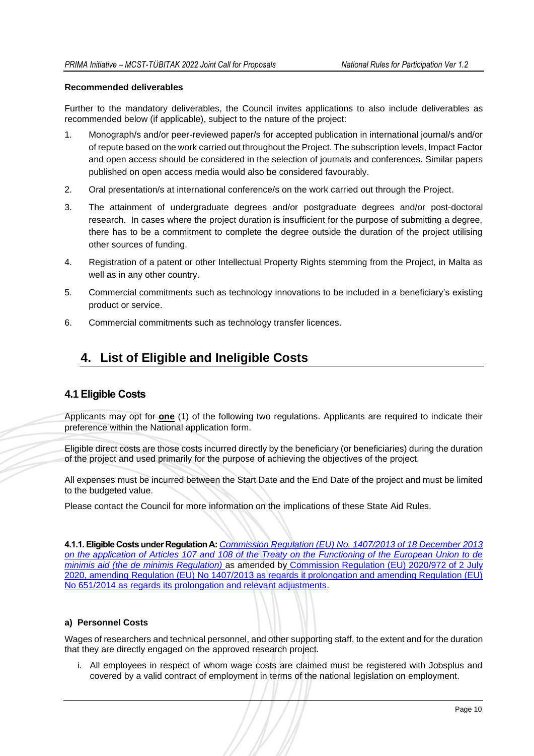**Recommended deliverables**

Further to the mandatory deliverables, the Council invites applications to also include deliverables as recommended below (if applicable), subject to the nature of the project:

1. Monograph/s and/or peer-reviewed paper/s for accepted publication in international journal/s and/or of repute based on the work carried out throughout the Project. The subscription levels, Impact Factor and open access should be considered in the selection of journals and conferences. Similar papers published on open access media would also be considered favourably.
2. Oral presentation/s at international conference/s on the work carried out through the Project.
3. The attainment of undergraduate degrees and/or postgraduate degrees and/or post-doctoral research. In cases where the project duration is insufficient for the purpose of submitting a degree, there has to be a commitment to complete the degree outside the duration of the project utilising other sources of funding.
4. Registration of a patent or other Intellectual Property Rights stemming from the Project, in Malta as well as in any other country.
5. Commercial commitments such as technology innovations to be included in a beneficiary's existing product or service.
6. Commercial commitments such as technology transfer licences.

# 4. List of Eligible and Ineligible Costs

## 4.1 Eligible Costs

Applicants may opt for **one** (1) of the following two regulations. Applicants are required to indicate their preference within the National application form.

Eligible direct costs are those costs incurred directly by the beneficiary (or beneficiaries) during the duration of the project and used primarily for the purpose of achieving the objectives of the project.

All expenses must be incurred between the Start Date and the End Date of the project and must be limited to the budgeted value.

Please contact the Council for more information on the implications of these State Aid Rules.

**4.1.1. Eligible Costs under Regulation A:** *Commission Regulation (EU) No. 1407/2013 of 18 December 2013 on the application of Articles 107 and 108 of the Treaty on the Functioning of the European Union to de minimis aid (the de minimis Regulation)* as amended by Commission Regulation (EU) 2020/972 of 2 July 2020, amending Regulation (EU) No 1407/2013 as regards it prolongation and amending Regulation (EU) No 651/2014 as regards its prolongation and relevant adjustments.

**a) Personnel Costs**

Wages of researchers and technical personnel, and other supporting staff, to the extent and for the duration that they are directly engaged on the approved research project.

i. All employees in respect of whom wage costs are claimed must be registered with Jobsplus and covered by a valid contract of employment in terms of the national legislation on employment.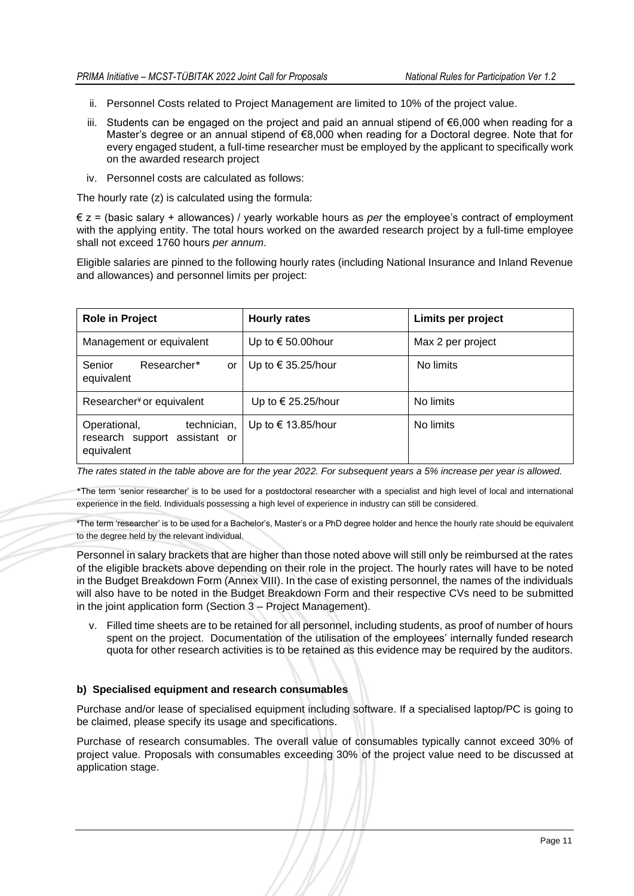ii. Personnel Costs related to Project Management are limited to 10% of the project value.

iii. Students can be engaged on the project and paid an annual stipend of €6,000 when reading for a Master's degree or an annual stipend of €8,000 when reading for a Doctoral degree. Note that for every engaged student, a full-time researcher must be employed by the applicant to specifically work on the awarded research project

iv. Personnel costs are calculated as follows:

The hourly rate (z) is calculated using the formula:

€ z = (basic salary + allowances) / yearly workable hours as *per* the employee's contract of employment with the applying entity. The total hours worked on the awarded research project by a full-time employee shall not exceed 1760 hours *per annum*.

Eligible salaries are pinned to the following hourly rates (including National Insurance and Inland Revenue and allowances) and personnel limits per project:

| **Role in Project** | **Hourly rates** | **Limits per project** |
| --- | --- | --- |
| Management or equivalent | Up to € 50.00hour | Max 2 per project |
| Senior Researcher* or equivalent | Up to € 35.25/hour | No limits |
| Researcher¥ or equivalent | Up to € 25.25/hour | No limits |
| Operational, technician, research support assistant or equivalent | Up to € 13.85/hour | No limits |

*The rates stated in the table above are for the year 2022. For subsequent years a 5% increase per year is allowed.*

*The term 'senior researcher' is to be used for a postdoctoral researcher with a specialist and high level of local and international experience in the field. Individuals possessing a high level of experience in industry can still be considered.

¥The term 'researcher' is to be used for a Bachelor's, Master's or a PhD degree holder and hence the hourly rate should be equivalent to the degree held by the relevant individual.

Personnel in salary brackets that are higher than those noted above will still only be reimbursed at the rates of the eligible brackets above depending on their role in the project. The hourly rates will have to be noted in the Budget Breakdown Form (Annex VIII). In the case of existing personnel, the names of the individuals will also have to be noted in the Budget Breakdown Form and their respective CVs need to be submitted in the joint application form (Section 3 – Project Management).

v. Filled time sheets are to be retained for all personnel, including students, as proof of number of hours spent on the project. Documentation of the utilisation of the employees' internally funded research quota for other research activities is to be retained as this evidence may be required by the auditors.

**b) Specialised equipment and research consumables**

Purchase and/or lease of specialised equipment including software. If a specialised laptop/PC is going to be claimed, please specify its usage and specifications.

Purchase of research consumables. The overall value of consumables typically cannot exceed 30% of project value. Proposals with consumables exceeding 30% of the project value need to be discussed at application stage.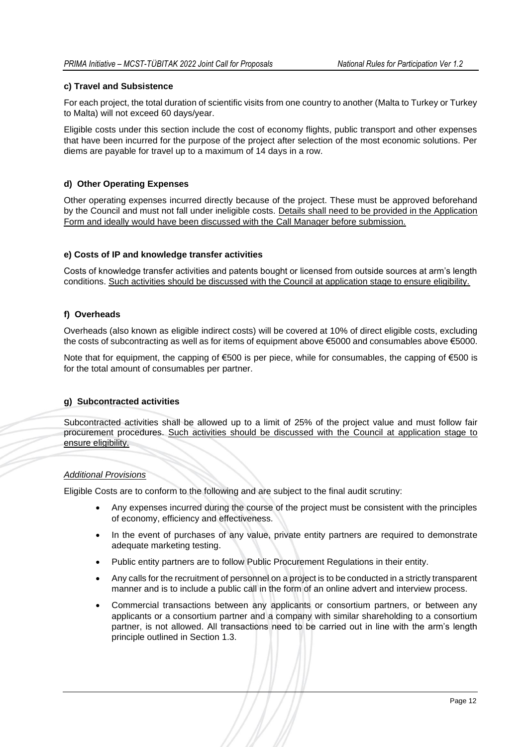#### c) Travel and Subsistence

For each project, the total duration of scientific visits from one country to another (Malta to Turkey or Turkey to Malta) will not exceed 60 days/year.

Eligible costs under this section include the cost of economy flights, public transport and other expenses that have been incurred for the purpose of the project after selection of the most economic solutions. Per diems are payable for travel up to a maximum of 14 days in a row.

#### d) Other Operating Expenses

Other operating expenses incurred directly because of the project. These must be approved beforehand by the Council and must not fall under ineligible costs. Details shall need to be provided in the Application Form and ideally would have been discussed with the Call Manager before submission.

#### e) Costs of IP and knowledge transfer activities

Costs of knowledge transfer activities and patents bought or licensed from outside sources at arm's length conditions. Such activities should be discussed with the Council at application stage to ensure eligibility.

#### f) Overheads

Overheads (also known as eligible indirect costs) will be covered at 10% of direct eligible costs, excluding the costs of subcontracting as well as for items of equipment above €5000 and consumables above €5000.

Note that for equipment, the capping of €500 is per piece, while for consumables, the capping of €500 is for the total amount of consumables per partner.

#### g) Subcontracted activities

Subcontracted activities shall be allowed up to a limit of 25% of the project value and must follow fair procurement procedures. Such activities should be discussed with the Council at application stage to ensure eligibility.

*Additional Provisions*

Eligible Costs are to conform to the following and are subject to the final audit scrutiny:

- Any expenses incurred during the course of the project must be consistent with the principles of economy, efficiency and effectiveness.
- In the event of purchases of any value, private entity partners are required to demonstrate adequate marketing testing.
- Public entity partners are to follow Public Procurement Regulations in their entity.
- Any calls for the recruitment of personnel on a project is to be conducted in a strictly transparent manner and is to include a public call in the form of an online advert and interview process.
- Commercial transactions between any applicants or consortium partners, or between any applicants or a consortium partner and a company with similar shareholding to a consortium partner, is not allowed. All transactions need to be carried out in line with the arm's length principle outlined in Section 1.3.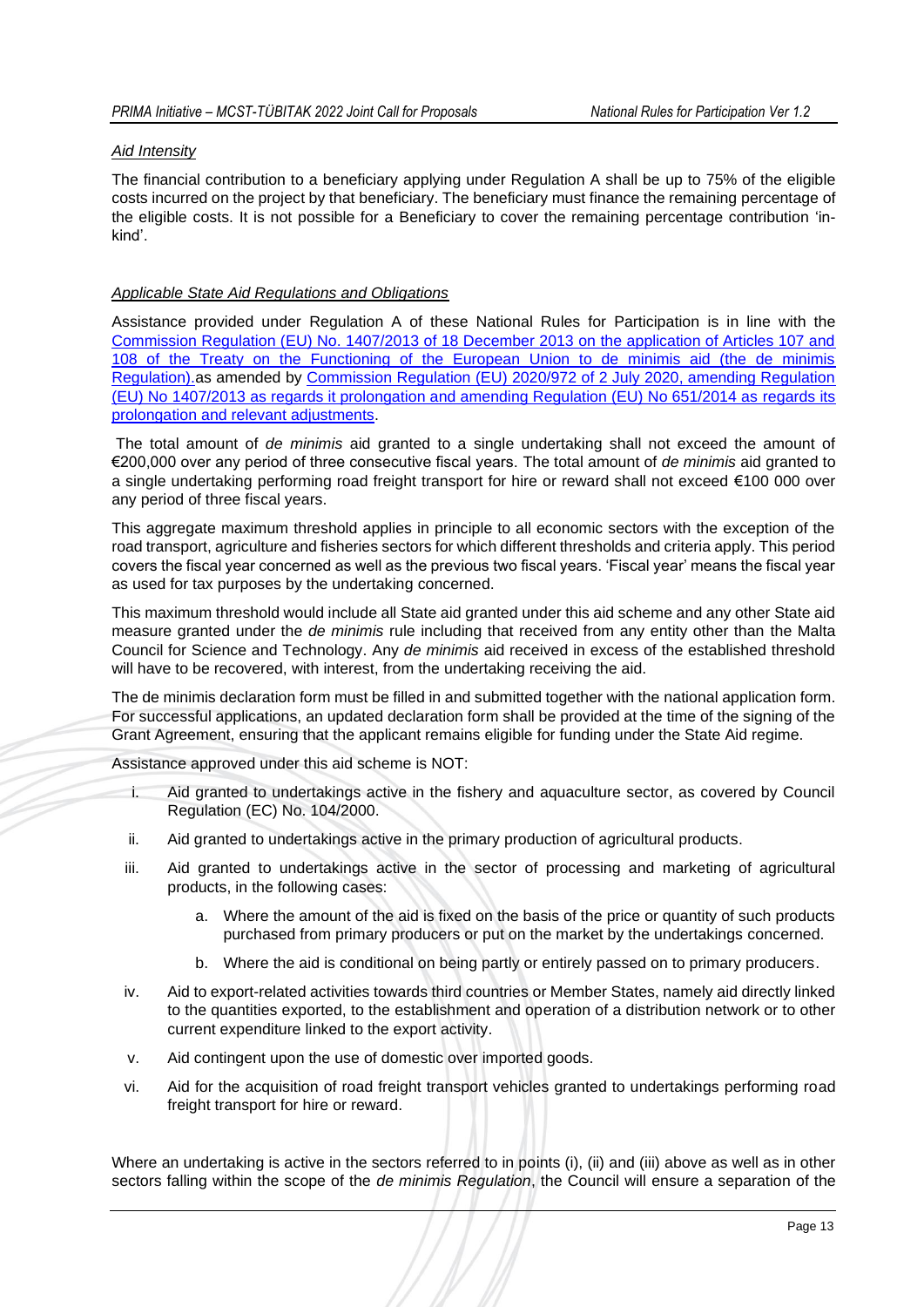*Aid Intensity*

The financial contribution to a beneficiary applying under Regulation A shall be up to 75% of the eligible costs incurred on the project by that beneficiary. The beneficiary must finance the remaining percentage of the eligible costs. It is not possible for a Beneficiary to cover the remaining percentage contribution 'in-kind'.

*Applicable State Aid Regulations and Obligations*

Assistance provided under Regulation A of these National Rules for Participation is in line with the [Commission Regulation (EU) No. 1407/2013 of 18 December 2013 on the application of Articles 107 and 108 of the Treaty on the Functioning of the European Union to de minimis aid (the de minimis Regulation).](#)as amended by [Commission Regulation (EU) 2020/972 of 2 July 2020, amending Regulation (EU) No 1407/2013 as regards it prolongation and amending Regulation (EU) No 651/2014 as regards its prolongation and relevant adjustments](#).

The total amount of *de minimis* aid granted to a single undertaking shall not exceed the amount of €200,000 over any period of three consecutive fiscal years. The total amount of *de minimis* aid granted to a single undertaking performing road freight transport for hire or reward shall not exceed €100 000 over any period of three fiscal years.

This aggregate maximum threshold applies in principle to all economic sectors with the exception of the road transport, agriculture and fisheries sectors for which different thresholds and criteria apply. This period covers the fiscal year concerned as well as the previous two fiscal years. 'Fiscal year' means the fiscal year as used for tax purposes by the undertaking concerned.

This maximum threshold would include all State aid granted under this aid scheme and any other State aid measure granted under the *de minimis* rule including that received from any entity other than the Malta Council for Science and Technology. Any *de minimis* aid received in excess of the established threshold will have to be recovered, with interest, from the undertaking receiving the aid.

The de minimis declaration form must be filled in and submitted together with the national application form. For successful applications, an updated declaration form shall be provided at the time of the signing of the Grant Agreement, ensuring that the applicant remains eligible for funding under the State Aid regime.

Assistance approved under this aid scheme is NOT:

i. Aid granted to undertakings active in the fishery and aquaculture sector, as covered by Council Regulation (EC) No. 104/2000.
ii. Aid granted to undertakings active in the primary production of agricultural products.
iii. Aid granted to undertakings active in the sector of processing and marketing of agricultural products, in the following cases:
    a. Where the amount of the aid is fixed on the basis of the price or quantity of such products purchased from primary producers or put on the market by the undertakings concerned.
    b. Where the aid is conditional on being partly or entirely passed on to primary producers.
iv. Aid to export-related activities towards third countries or Member States, namely aid directly linked to the quantities exported, to the establishment and operation of a distribution network or to other current expenditure linked to the export activity.
v. Aid contingent upon the use of domestic over imported goods.
vi. Aid for the acquisition of road freight transport vehicles granted to undertakings performing road freight transport for hire or reward.

Where an undertaking is active in the sectors referred to in points (i), (ii) and (iii) above as well as in other sectors falling within the scope of the *de minimis Regulation*, the Council will ensure a separation of the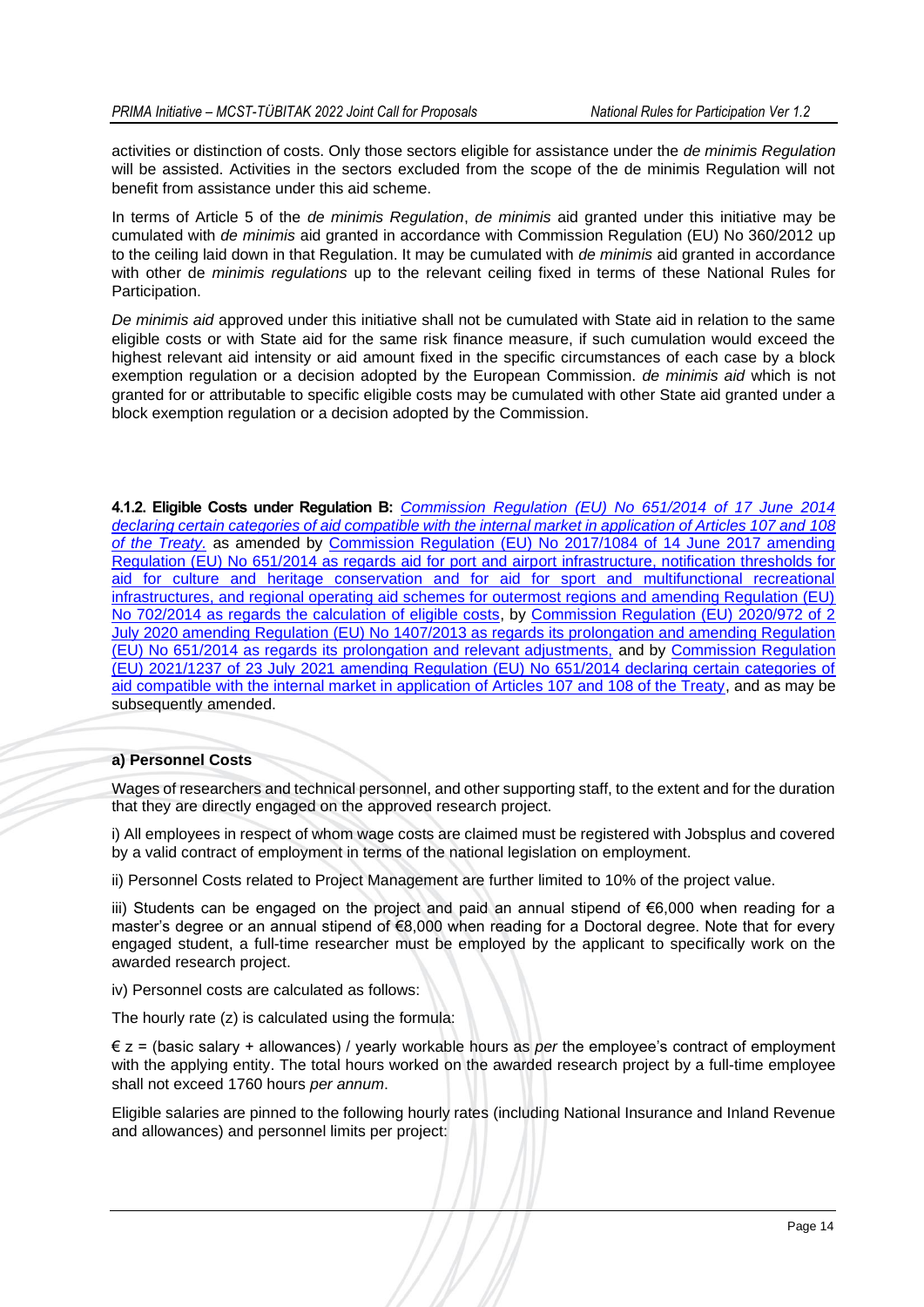activities or distinction of costs. Only those sectors eligible for assistance under the *de minimis Regulation* will be assisted. Activities in the sectors excluded from the scope of the de minimis Regulation will not benefit from assistance under this aid scheme.

In terms of Article 5 of the *de minimis Regulation*, *de minimis* aid granted under this initiative may be cumulated with *de minimis* aid granted in accordance with Commission Regulation (EU) No 360/2012 up to the ceiling laid down in that Regulation. It may be cumulated with *de minimis* aid granted in accordance with other de *minimis regulations* up to the relevant ceiling fixed in terms of these National Rules for Participation.

*De minimis aid* approved under this initiative shall not be cumulated with State aid in relation to the same eligible costs or with State aid for the same risk finance measure, if such cumulation would exceed the highest relevant aid intensity or aid amount fixed in the specific circumstances of each case by a block exemption regulation or a decision adopted by the European Commission. *de minimis aid* which is not granted for or attributable to specific eligible costs may be cumulated with other State aid granted under a block exemption regulation or a decision adopted by the Commission.

**4.1.2. Eligible Costs under Regulation B:** *Commission Regulation (EU) No 651/2014 of 17 June 2014 declaring certain categories of aid compatible with the internal market in application of Articles 107 and 108 of the Treaty.* as amended by Commission Regulation (EU) No 2017/1084 of 14 June 2017 amending Regulation (EU) No 651/2014 as regards aid for port and airport infrastructure, notification thresholds for aid for culture and heritage conservation and for aid for sport and multifunctional recreational infrastructures, and regional operating aid schemes for outermost regions and amending Regulation (EU) No 702/2014 as regards the calculation of eligible costs, by Commission Regulation (EU) 2020/972 of 2 July 2020 amending Regulation (EU) No 1407/2013 as regards its prolongation and amending Regulation (EU) No 651/2014 as regards its prolongation and relevant adjustments, and by Commission Regulation (EU) 2021/1237 of 23 July 2021 amending Regulation (EU) No 651/2014 declaring certain categories of aid compatible with the internal market in application of Articles 107 and 108 of the Treaty, and as may be subsequently amended.

**a) Personnel Costs**

Wages of researchers and technical personnel, and other supporting staff, to the extent and for the duration that they are directly engaged on the approved research project.

i) All employees in respect of whom wage costs are claimed must be registered with Jobsplus and covered by a valid contract of employment in terms of the national legislation on employment.

ii) Personnel Costs related to Project Management are further limited to 10% of the project value.

iii) Students can be engaged on the project and paid an annual stipend of €6,000 when reading for a master's degree or an annual stipend of €8,000 when reading for a Doctoral degree. Note that for every engaged student, a full-time researcher must be employed by the applicant to specifically work on the awarded research project.

iv) Personnel costs are calculated as follows:

The hourly rate (z) is calculated using the formula:

€ z = (basic salary + allowances) / yearly workable hours as *per* the employee's contract of employment with the applying entity. The total hours worked on the awarded research project by a full-time employee shall not exceed 1760 hours *per annum*.

Eligible salaries are pinned to the following hourly rates (including National Insurance and Inland Revenue and allowances) and personnel limits per project: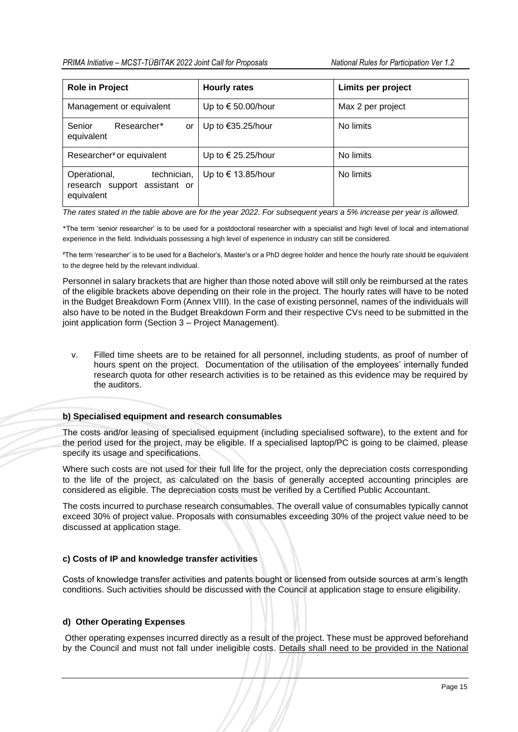| Role in Project | Hourly rates | Limits per project |
| --- | --- | --- |
| Management or equivalent | Up to € 50.00/hour | Max 2 per project |
| Senior Researcher* or equivalent | Up to €35.25/hour | No limits |
| Researcher¥ or equivalent | Up to € 25.25/hour | No limits |
| Operational, technician, research support assistant or equivalent | Up to € 13.85/hour | No limits |

*The rates stated in the table above are for the year 2022. For subsequent years a 5% increase per year is allowed.*

*The term 'senior researcher' is to be used for a postdoctoral researcher with a specialist and high level of local and international experience in the field. Individuals possessing a high level of experience in industry can still be considered.

¥The term 'researcher' is to be used for a Bachelor's, Master's or a PhD degree holder and hence the hourly rate should be equivalent to the degree held by the relevant individual.

Personnel in salary brackets that are higher than those noted above will still only be reimbursed at the rates of the eligible brackets above depending on their role in the project. The hourly rates will have to be noted in the Budget Breakdown Form (Annex VIII). In the case of existing personnel, names of the individuals will also have to be noted in the Budget Breakdown Form and their respective CVs need to be submitted in the joint application form (Section 3 – Project Management).

v. Filled time sheets are to be retained for all personnel, including students, as proof of number of hours spent on the project. Documentation of the utilisation of the employees' internally funded research quota for other research activities is to be retained as this evidence may be required by the auditors.

**b) Specialised equipment and research consumables**

The costs and/or leasing of specialised equipment (including specialised software), to the extent and for the period used for the project, may be eligible. If a specialised laptop/PC is going to be claimed, please specify its usage and specifications.

Where such costs are not used for their full life for the project, only the depreciation costs corresponding to the life of the project, as calculated on the basis of generally accepted accounting principles are considered as eligible. The depreciation costs must be verified by a Certified Public Accountant.

The costs incurred to purchase research consumables. The overall value of consumables typically cannot exceed 30% of project value. Proposals with consumables exceeding 30% of the project value need to be discussed at application stage.

**c) Costs of IP and knowledge transfer activities**

Costs of knowledge transfer activities and patents bought or licensed from outside sources at arm's length conditions. Such activities should be discussed with the Council at application stage to ensure eligibility.

**d) Other Operating Expenses**

Other operating expenses incurred directly as a result of the project. These must be approved beforehand by the Council and must not fall under ineligible costs. Details shall need to be provided in the National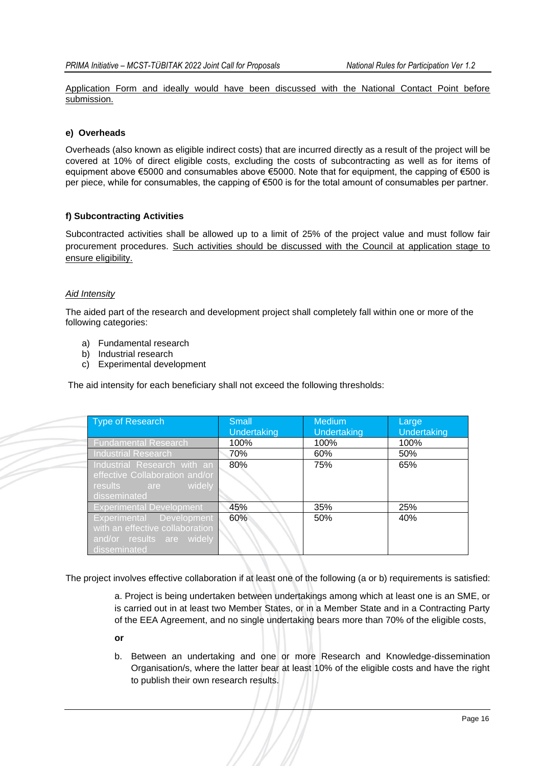Application Form and ideally would have been discussed with the National Contact Point before submission.

#### e) Overheads

Overheads (also known as eligible indirect costs) that are incurred directly as a result of the project will be covered at 10% of direct eligible costs, excluding the costs of subcontracting as well as for items of equipment above €5000 and consumables above €5000. Note that for equipment, the capping of €500 is per piece, while for consumables, the capping of €500 is for the total amount of consumables per partner.

#### f) Subcontracting Activities

Subcontracted activities shall be allowed up to a limit of 25% of the project value and must follow fair procurement procedures. Such activities should be discussed with the Council at application stage to ensure eligibility.

*Aid Intensity*

The aided part of the research and development project shall completely fall within one or more of the following categories:

a) Fundamental research
b) Industrial research
c) Experimental development

The aid intensity for each beneficiary shall not exceed the following thresholds:

| Type of Research | Small Undertaking | Medium Undertaking | Large Undertaking |
|---|---|---|---|
| Fundamental Research | 100% | 100% | 100% |
| Industrial Research | 70% | 60% | 50% |
| Industrial Research with an effective Collaboration and/or results are widely disseminated | 80% | 75% | 65% |
| Experimental Development | 45% | 35% | 25% |
| Experimental Development with an effective collaboration and/or results are widely disseminated | 60% | 50% | 40% |

The project involves effective collaboration if at least one of the following (a or b) requirements is satisfied:

a. Project is being undertaken between undertakings among which at least one is an SME, or is carried out in at least two Member States, or in a Member State and in a Contracting Party of the EEA Agreement, and no single undertaking bears more than 70% of the eligible costs,

**or**

b. Between an undertaking and one or more Research and Knowledge-dissemination Organisation/s, where the latter bear at least 10% of the eligible costs and have the right to publish their own research results.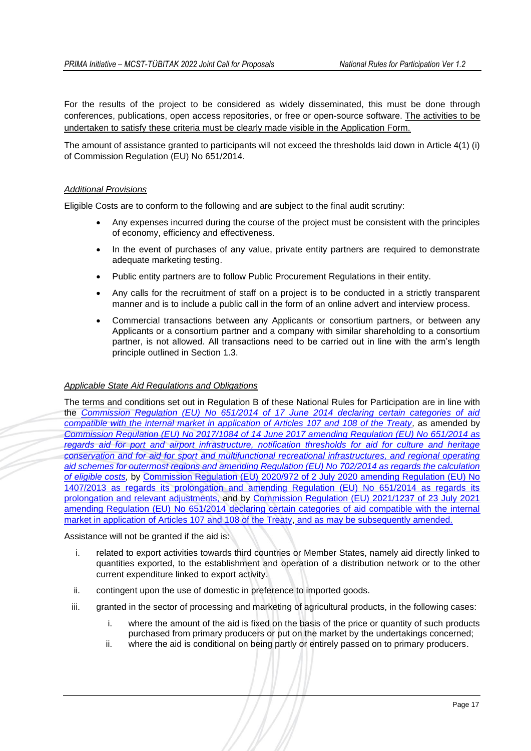For the results of the project to be considered as widely disseminated, this must be done through conferences, publications, open access repositories, or free or open-source software. The activities to be undertaken to satisfy these criteria must be clearly made visible in the Application Form.

The amount of assistance granted to participants will not exceed the thresholds laid down in Article 4(1) (i) of Commission Regulation (EU) No 651/2014.

*Additional Provisions*

Eligible Costs are to conform to the following and are subject to the final audit scrutiny:

- Any expenses incurred during the course of the project must be consistent with the principles of economy, efficiency and effectiveness.
- In the event of purchases of any value, private entity partners are required to demonstrate adequate marketing testing.
- Public entity partners are to follow Public Procurement Regulations in their entity.
- Any calls for the recruitment of staff on a project is to be conducted in a strictly transparent manner and is to include a public call in the form of an online advert and interview process.
- Commercial transactions between any Applicants or consortium partners, or between any Applicants or a consortium partner and a company with similar shareholding to a consortium partner, is not allowed. All transactions need to be carried out in line with the arm's length principle outlined in Section 1.3.

*Applicable State Aid Regulations and Obligations*

The terms and conditions set out in Regulation B of these National Rules for Participation are in line with the *Commission Regulation (EU) No 651/2014 of 17 June 2014 declaring certain categories of aid compatible with the internal market in application of Articles 107 and 108 of the Treaty*, as amended by *Commission Regulation (EU) No 2017/1084 of 14 June 2017 amending Regulation (EU) No 651/2014 as regards aid for port and airport infrastructure, notification thresholds for aid for culture and heritage conservation and for aid for sport and multifunctional recreational infrastructures, and regional operating aid schemes for outermost regions and amending Regulation (EU) No 702/2014 as regards the calculation of eligible costs,* by Commission Regulation (EU) 2020/972 of 2 July 2020 amending Regulation (EU) No 1407/2013 as regards its prolongation and amending Regulation (EU) No 651/2014 as regards its prolongation and relevant adjustments, and by Commission Regulation (EU) 2021/1237 of 23 July 2021 amending Regulation (EU) No 651/2014 declaring certain categories of aid compatible with the internal market in application of Articles 107 and 108 of the Treaty, and as may be subsequently amended.

Assistance will not be granted if the aid is:

i. related to export activities towards third countries or Member States, namely aid directly linked to quantities exported, to the establishment and operation of a distribution network or to the other current expenditure linked to export activity.
ii. contingent upon the use of domestic in preference to imported goods.
iii. granted in the sector of processing and marketing of agricultural products, in the following cases:
    i. where the amount of the aid is fixed on the basis of the price or quantity of such products purchased from primary producers or put on the market by the undertakings concerned;
    ii. where the aid is conditional on being partly or entirely passed on to primary producers.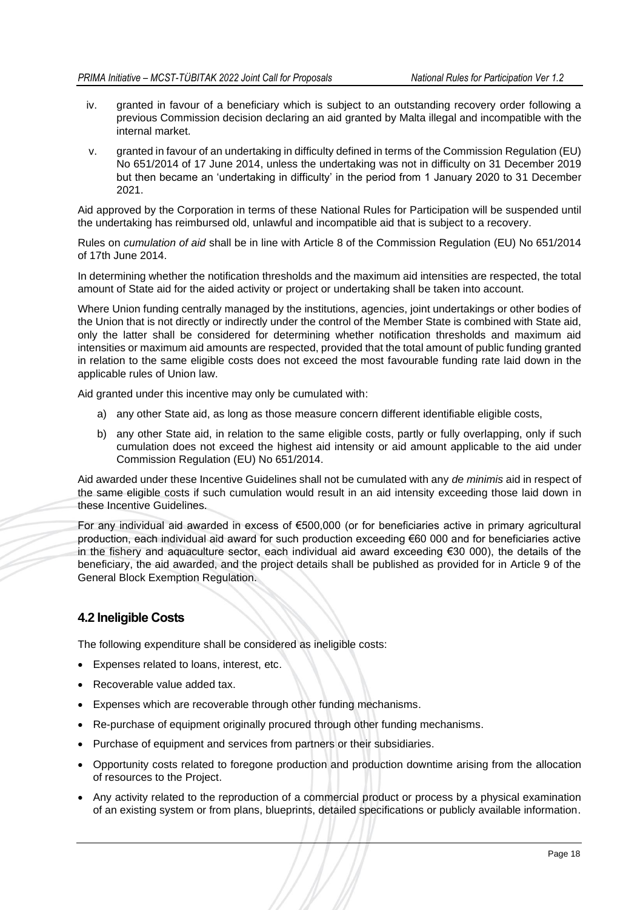iv. granted in favour of a beneficiary which is subject to an outstanding recovery order following a previous Commission decision declaring an aid granted by Malta illegal and incompatible with the internal market.

v. granted in favour of an undertaking in difficulty defined in terms of the Commission Regulation (EU) No 651/2014 of 17 June 2014, unless the undertaking was not in difficulty on 31 December 2019 but then became an 'undertaking in difficulty' in the period from 1 January 2020 to 31 December 2021.

Aid approved by the Corporation in terms of these National Rules for Participation will be suspended until the undertaking has reimbursed old, unlawful and incompatible aid that is subject to a recovery.

Rules on *cumulation of aid* shall be in line with Article 8 of the Commission Regulation (EU) No 651/2014 of 17th June 2014.

In determining whether the notification thresholds and the maximum aid intensities are respected, the total amount of State aid for the aided activity or project or undertaking shall be taken into account.

Where Union funding centrally managed by the institutions, agencies, joint undertakings or other bodies of the Union that is not directly or indirectly under the control of the Member State is combined with State aid, only the latter shall be considered for determining whether notification thresholds and maximum aid intensities or maximum aid amounts are respected, provided that the total amount of public funding granted in relation to the same eligible costs does not exceed the most favourable funding rate laid down in the applicable rules of Union law.

Aid granted under this incentive may only be cumulated with:

a) any other State aid, as long as those measure concern different identifiable eligible costs,

b) any other State aid, in relation to the same eligible costs, partly or fully overlapping, only if such cumulation does not exceed the highest aid intensity or aid amount applicable to the aid under Commission Regulation (EU) No 651/2014.

Aid awarded under these Incentive Guidelines shall not be cumulated with any *de minimis* aid in respect of the same eligible costs if such cumulation would result in an aid intensity exceeding those laid down in these Incentive Guidelines.

For any individual aid awarded in excess of €500,000 (or for beneficiaries active in primary agricultural production, each individual aid award for such production exceeding €60 000 and for beneficiaries active in the fishery and aquaculture sector, each individual aid award exceeding €30 000), the details of the beneficiary, the aid awarded, and the project details shall be published as provided for in Article 9 of the General Block Exemption Regulation.

## 4.2 Ineligible Costs

The following expenditure shall be considered as ineligible costs:

- Expenses related to loans, interest, etc.
- Recoverable value added tax.
- Expenses which are recoverable through other funding mechanisms.
- Re-purchase of equipment originally procured through other funding mechanisms.
- Purchase of equipment and services from partners or their subsidiaries.
- Opportunity costs related to foregone production and production downtime arising from the allocation of resources to the Project.
- Any activity related to the reproduction of a commercial product or process by a physical examination of an existing system or from plans, blueprints, detailed specifications or publicly available information.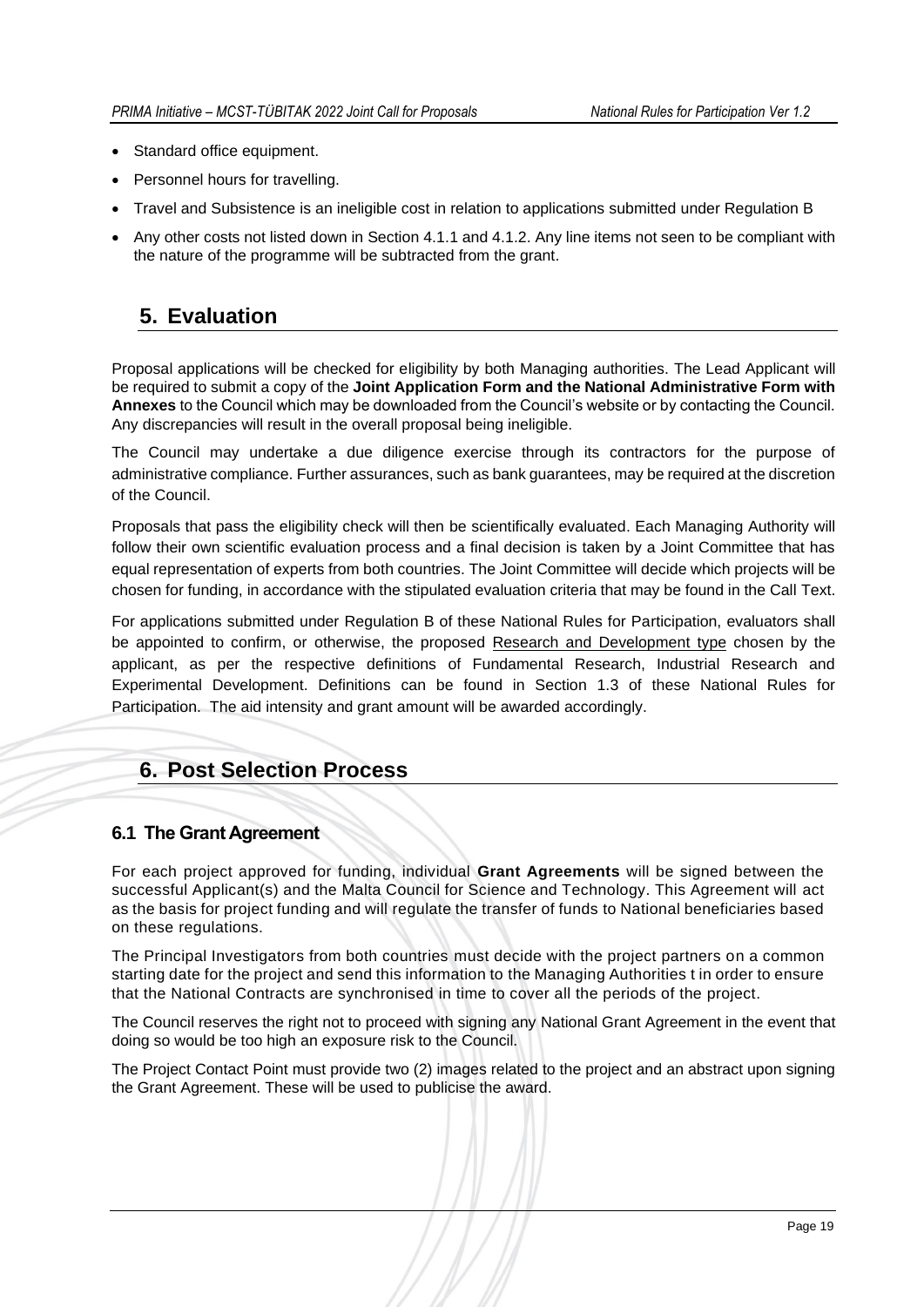- Standard office equipment.
- Personnel hours for travelling.
- Travel and Subsistence is an ineligible cost in relation to applications submitted under Regulation B
- Any other costs not listed down in Section 4.1.1 and 4.1.2. Any line items not seen to be compliant with the nature of the programme will be subtracted from the grant.

# 5. Evaluation

Proposal applications will be checked for eligibility by both Managing authorities. The Lead Applicant will be required to submit a copy of the **Joint Application Form and the National Administrative Form with Annexes** to the Council which may be downloaded from the Council's website or by contacting the Council. Any discrepancies will result in the overall proposal being ineligible.

The Council may undertake a due diligence exercise through its contractors for the purpose of administrative compliance. Further assurances, such as bank guarantees, may be required at the discretion of the Council.

Proposals that pass the eligibility check will then be scientifically evaluated. Each Managing Authority will follow their own scientific evaluation process and a final decision is taken by a Joint Committee that has equal representation of experts from both countries. The Joint Committee will decide which projects will be chosen for funding, in accordance with the stipulated evaluation criteria that may be found in the Call Text.

For applications submitted under Regulation B of these National Rules for Participation, evaluators shall be appointed to confirm, or otherwise, the proposed Research and Development type chosen by the applicant, as per the respective definitions of Fundamental Research, Industrial Research and Experimental Development. Definitions can be found in Section 1.3 of these National Rules for Participation. The aid intensity and grant amount will be awarded accordingly.

# 6. Post Selection Process

## 6.1 The Grant Agreement

For each project approved for funding, individual **Grant Agreements** will be signed between the successful Applicant(s) and the Malta Council for Science and Technology. This Agreement will act as the basis for project funding and will regulate the transfer of funds to National beneficiaries based on these regulations.

The Principal Investigators from both countries must decide with the project partners on a common starting date for the project and send this information to the Managing Authorities t in order to ensure that the National Contracts are synchronised in time to cover all the periods of the project.

The Council reserves the right not to proceed with signing any National Grant Agreement in the event that doing so would be too high an exposure risk to the Council.

The Project Contact Point must provide two (2) images related to the project and an abstract upon signing the Grant Agreement. These will be used to publicise the award.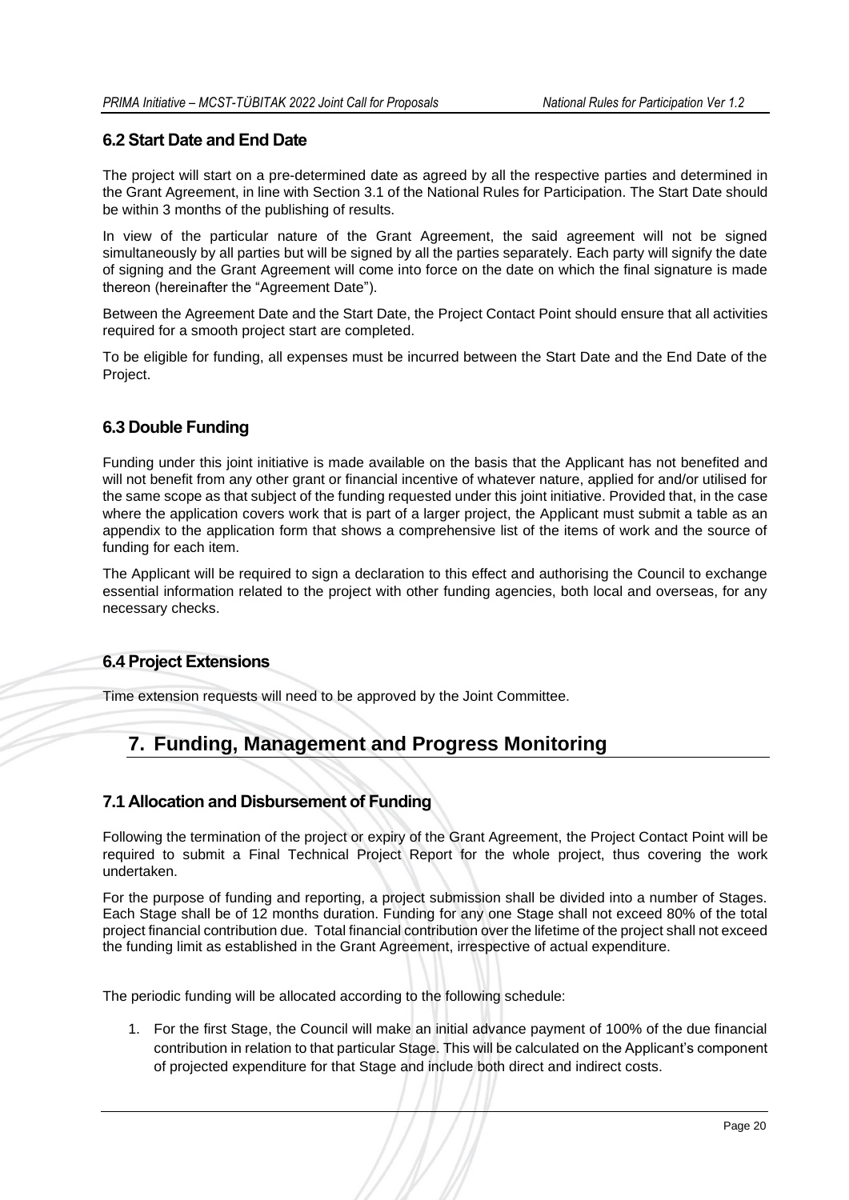### 6.2 Start Date and End Date

The project will start on a pre-determined date as agreed by all the respective parties and determined in the Grant Agreement, in line with Section 3.1 of the National Rules for Participation. The Start Date should be within 3 months of the publishing of results.

In view of the particular nature of the Grant Agreement, the said agreement will not be signed simultaneously by all parties but will be signed by all the parties separately. Each party will signify the date of signing and the Grant Agreement will come into force on the date on which the final signature is made thereon (hereinafter the "Agreement Date").

Between the Agreement Date and the Start Date, the Project Contact Point should ensure that all activities required for a smooth project start are completed.

To be eligible for funding, all expenses must be incurred between the Start Date and the End Date of the Project.

### 6.3 Double Funding

Funding under this joint initiative is made available on the basis that the Applicant has not benefited and will not benefit from any other grant or financial incentive of whatever nature, applied for and/or utilised for the same scope as that subject of the funding requested under this joint initiative. Provided that, in the case where the application covers work that is part of a larger project, the Applicant must submit a table as an appendix to the application form that shows a comprehensive list of the items of work and the source of funding for each item.

The Applicant will be required to sign a declaration to this effect and authorising the Council to exchange essential information related to the project with other funding agencies, both local and overseas, for any necessary checks.

### 6.4 Project Extensions

Time extension requests will need to be approved by the Joint Committee.

## 7. Funding, Management and Progress Monitoring

### 7.1 Allocation and Disbursement of Funding

Following the termination of the project or expiry of the Grant Agreement, the Project Contact Point will be required to submit a Final Technical Project Report for the whole project, thus covering the work undertaken.

For the purpose of funding and reporting, a project submission shall be divided into a number of Stages. Each Stage shall be of 12 months duration. Funding for any one Stage shall not exceed 80% of the total project financial contribution due. Total financial contribution over the lifetime of the project shall not exceed the funding limit as established in the Grant Agreement, irrespective of actual expenditure.

The periodic funding will be allocated according to the following schedule:

1. For the first Stage, the Council will make an initial advance payment of 100% of the due financial contribution in relation to that particular Stage. This will be calculated on the Applicant's component of projected expenditure for that Stage and include both direct and indirect costs.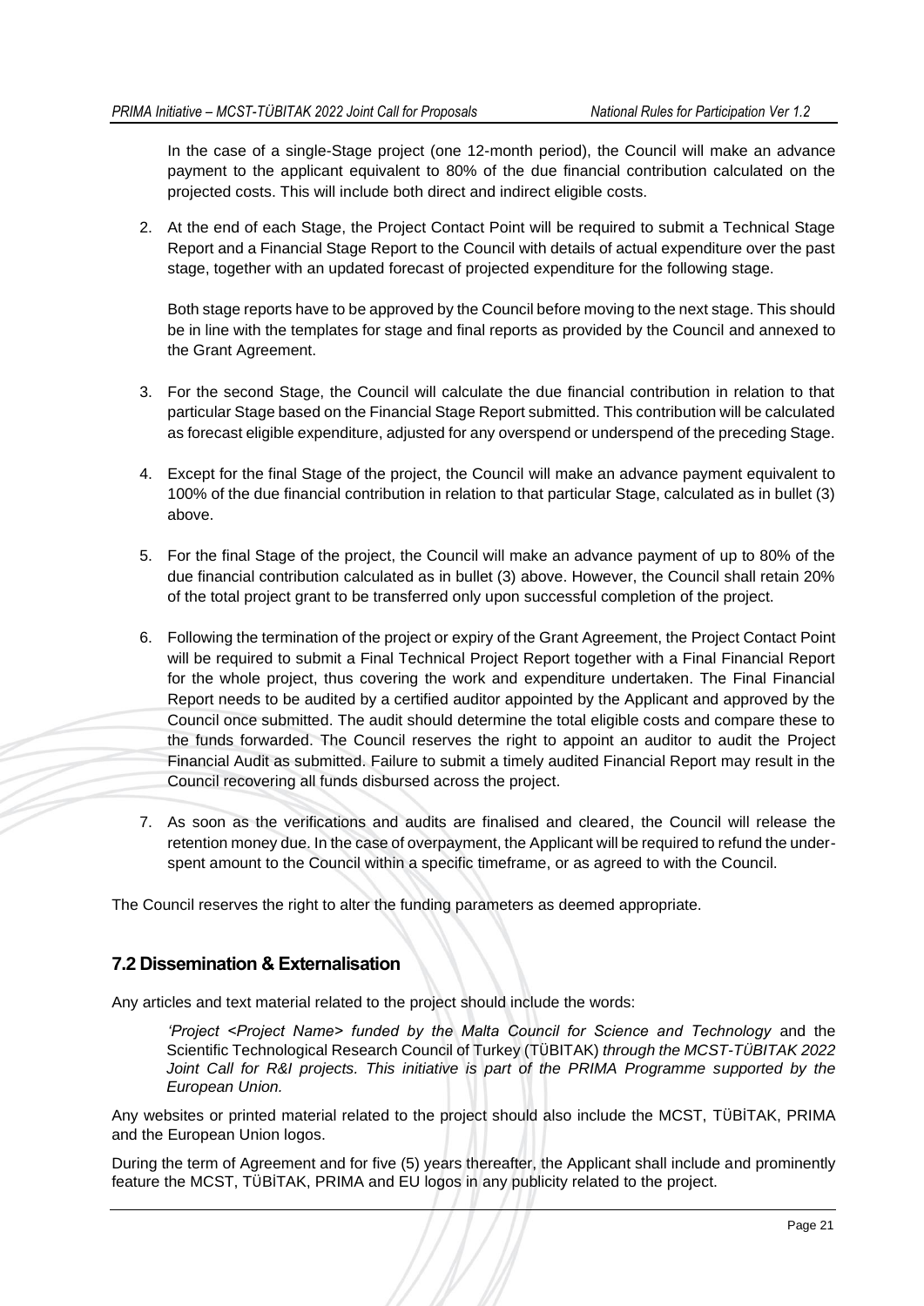In the case of a single-Stage project (one 12-month period), the Council will make an advance payment to the applicant equivalent to 80% of the due financial contribution calculated on the projected costs. This will include both direct and indirect eligible costs.

2. At the end of each Stage, the Project Contact Point will be required to submit a Technical Stage Report and a Financial Stage Report to the Council with details of actual expenditure over the past stage, together with an updated forecast of projected expenditure for the following stage.

   Both stage reports have to be approved by the Council before moving to the next stage. This should be in line with the templates for stage and final reports as provided by the Council and annexed to the Grant Agreement.

3. For the second Stage, the Council will calculate the due financial contribution in relation to that particular Stage based on the Financial Stage Report submitted. This contribution will be calculated as forecast eligible expenditure, adjusted for any overspend or underspend of the preceding Stage.

4. Except for the final Stage of the project, the Council will make an advance payment equivalent to 100% of the due financial contribution in relation to that particular Stage, calculated as in bullet (3) above.

5. For the final Stage of the project, the Council will make an advance payment of up to 80% of the due financial contribution calculated as in bullet (3) above. However, the Council shall retain 20% of the total project grant to be transferred only upon successful completion of the project.

6. Following the termination of the project or expiry of the Grant Agreement, the Project Contact Point will be required to submit a Final Technical Project Report together with a Final Financial Report for the whole project, thus covering the work and expenditure undertaken. The Final Financial Report needs to be audited by a certified auditor appointed by the Applicant and approved by the Council once submitted. The audit should determine the total eligible costs and compare these to the funds forwarded. The Council reserves the right to appoint an auditor to audit the Project Financial Audit as submitted. Failure to submit a timely audited Financial Report may result in the Council recovering all funds disbursed across the project.

7. As soon as the verifications and audits are finalised and cleared, the Council will release the retention money due. In the case of overpayment, the Applicant will be required to refund the under-spent amount to the Council within a specific timeframe, or as agreed to with the Council.

The Council reserves the right to alter the funding parameters as deemed appropriate.

## 7.2 Dissemination & Externalisation

Any articles and text material related to the project should include the words:

> *'Project <Project Name> funded by the Malta Council for Science and Technology* and the Scientific Technological Research Council of Turkey (TÜBITAK) *through the MCST-TÜBITAK 2022 Joint Call for R&I projects. This initiative is part of the PRIMA Programme supported by the European Union.*

Any websites or printed material related to the project should also include the MCST, TÜBİTAK, PRIMA and the European Union logos.

During the term of Agreement and for five (5) years thereafter, the Applicant shall include and prominently feature the MCST, TÜBİTAK, PRIMA and EU logos in any publicity related to the project.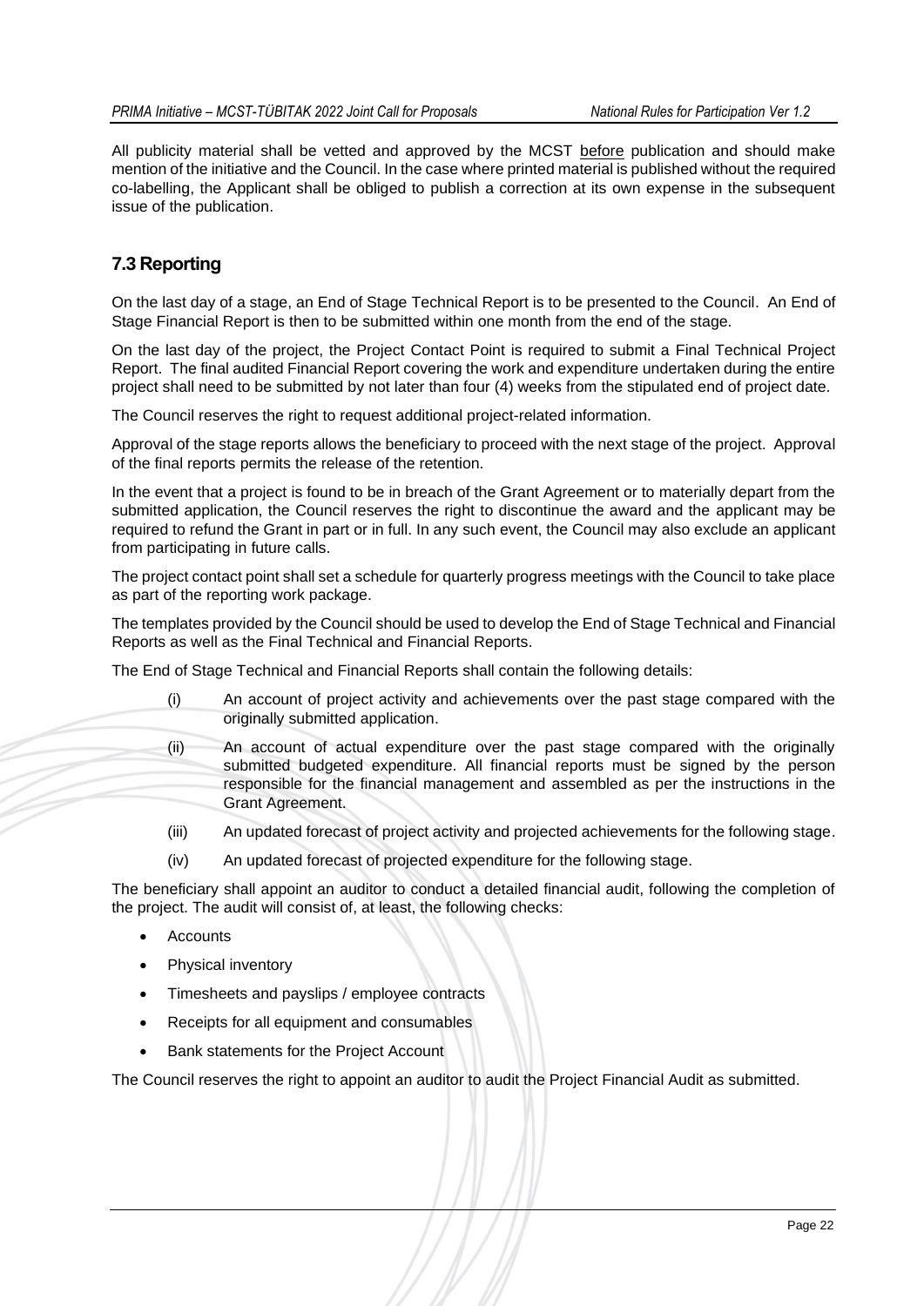All publicity material shall be vetted and approved by the MCST before publication and should make mention of the initiative and the Council. In the case where printed material is published without the required co-labelling, the Applicant shall be obliged to publish a correction at its own expense in the subsequent issue of the publication.

## 7.3 Reporting

On the last day of a stage, an End of Stage Technical Report is to be presented to the Council. An End of Stage Financial Report is then to be submitted within one month from the end of the stage.

On the last day of the project, the Project Contact Point is required to submit a Final Technical Project Report. The final audited Financial Report covering the work and expenditure undertaken during the entire project shall need to be submitted by not later than four (4) weeks from the stipulated end of project date.

The Council reserves the right to request additional project-related information.

Approval of the stage reports allows the beneficiary to proceed with the next stage of the project. Approval of the final reports permits the release of the retention.

In the event that a project is found to be in breach of the Grant Agreement or to materially depart from the submitted application, the Council reserves the right to discontinue the award and the applicant may be required to refund the Grant in part or in full. In any such event, the Council may also exclude an applicant from participating in future calls.

The project contact point shall set a schedule for quarterly progress meetings with the Council to take place as part of the reporting work package.

The templates provided by the Council should be used to develop the End of Stage Technical and Financial Reports as well as the Final Technical and Financial Reports.

The End of Stage Technical and Financial Reports shall contain the following details:

(i) An account of project activity and achievements over the past stage compared with the originally submitted application.

(ii) An account of actual expenditure over the past stage compared with the originally submitted budgeted expenditure. All financial reports must be signed by the person responsible for the financial management and assembled as per the instructions in the Grant Agreement.

(iii) An updated forecast of project activity and projected achievements for the following stage.

(iv) An updated forecast of projected expenditure for the following stage.

The beneficiary shall appoint an auditor to conduct a detailed financial audit, following the completion of the project. The audit will consist of, at least, the following checks:

- Accounts
- Physical inventory
- Timesheets and payslips / employee contracts
- Receipts for all equipment and consumables
- Bank statements for the Project Account

The Council reserves the right to appoint an auditor to audit the Project Financial Audit as submitted.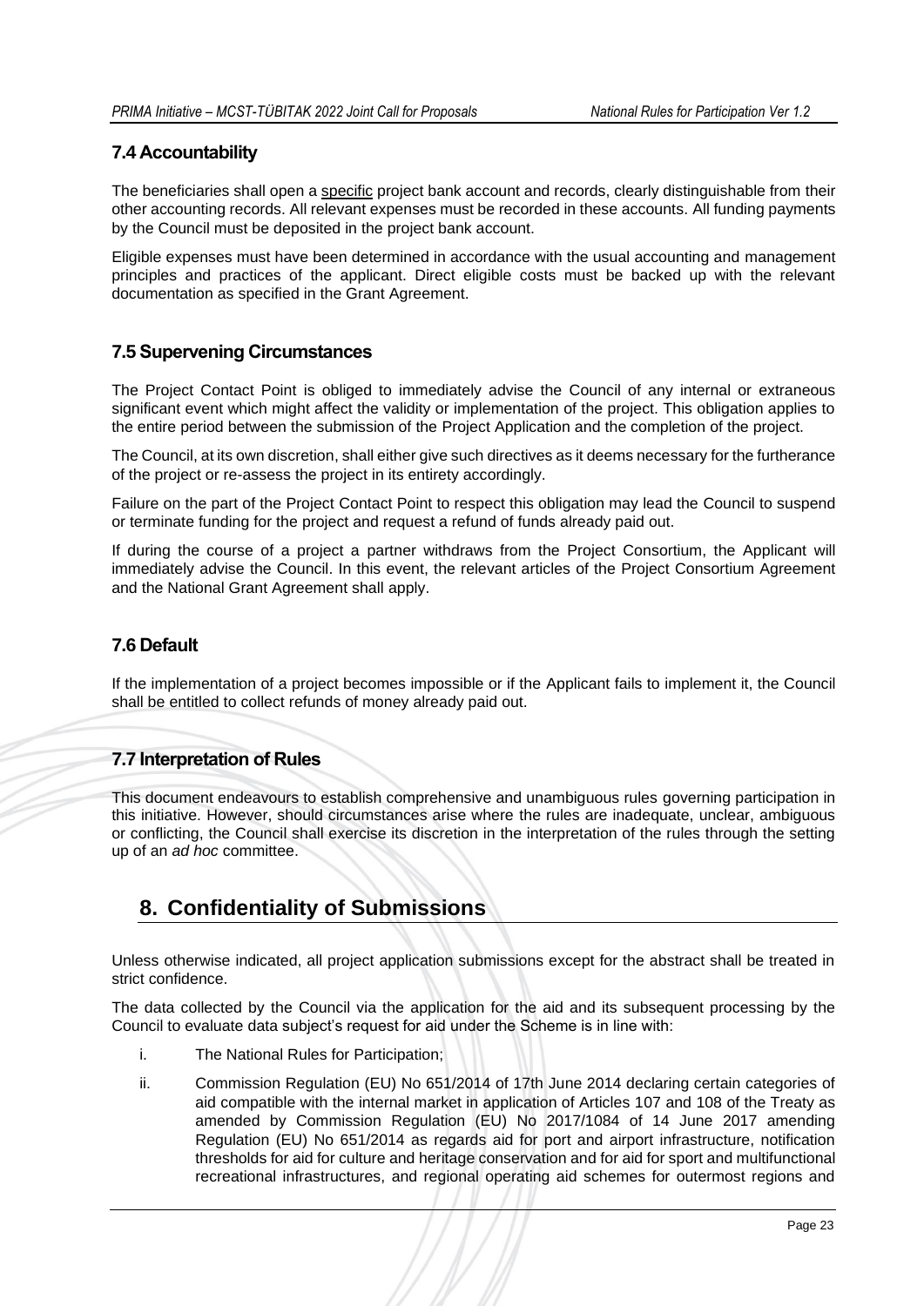### 7.4 Accountability

The beneficiaries shall open a specific project bank account and records, clearly distinguishable from their other accounting records. All relevant expenses must be recorded in these accounts. All funding payments by the Council must be deposited in the project bank account.

Eligible expenses must have been determined in accordance with the usual accounting and management principles and practices of the applicant. Direct eligible costs must be backed up with the relevant documentation as specified in the Grant Agreement.

### 7.5 Supervening Circumstances

The Project Contact Point is obliged to immediately advise the Council of any internal or extraneous significant event which might affect the validity or implementation of the project. This obligation applies to the entire period between the submission of the Project Application and the completion of the project.

The Council, at its own discretion, shall either give such directives as it deems necessary for the furtherance of the project or re-assess the project in its entirety accordingly.

Failure on the part of the Project Contact Point to respect this obligation may lead the Council to suspend or terminate funding for the project and request a refund of funds already paid out.

If during the course of a project a partner withdraws from the Project Consortium, the Applicant will immediately advise the Council. In this event, the relevant articles of the Project Consortium Agreement and the National Grant Agreement shall apply.

### 7.6 Default

If the implementation of a project becomes impossible or if the Applicant fails to implement it, the Council shall be entitled to collect refunds of money already paid out.

### 7.7 Interpretation of Rules

This document endeavours to establish comprehensive and unambiguous rules governing participation in this initiative. However, should circumstances arise where the rules are inadequate, unclear, ambiguous or conflicting, the Council shall exercise its discretion in the interpretation of the rules through the setting up of an *ad hoc* committee.

## 8. Confidentiality of Submissions

Unless otherwise indicated, all project application submissions except for the abstract shall be treated in strict confidence.

The data collected by the Council via the application for the aid and its subsequent processing by the Council to evaluate data subject's request for aid under the Scheme is in line with:

i. The National Rules for Participation;

ii. Commission Regulation (EU) No 651/2014 of 17th June 2014 declaring certain categories of aid compatible with the internal market in application of Articles 107 and 108 of the Treaty as amended by Commission Regulation (EU) No 2017/1084 of 14 June 2017 amending Regulation (EU) No 651/2014 as regards aid for port and airport infrastructure, notification thresholds for aid for culture and heritage conservation and for aid for sport and multifunctional recreational infrastructures, and regional operating aid schemes for outermost regions and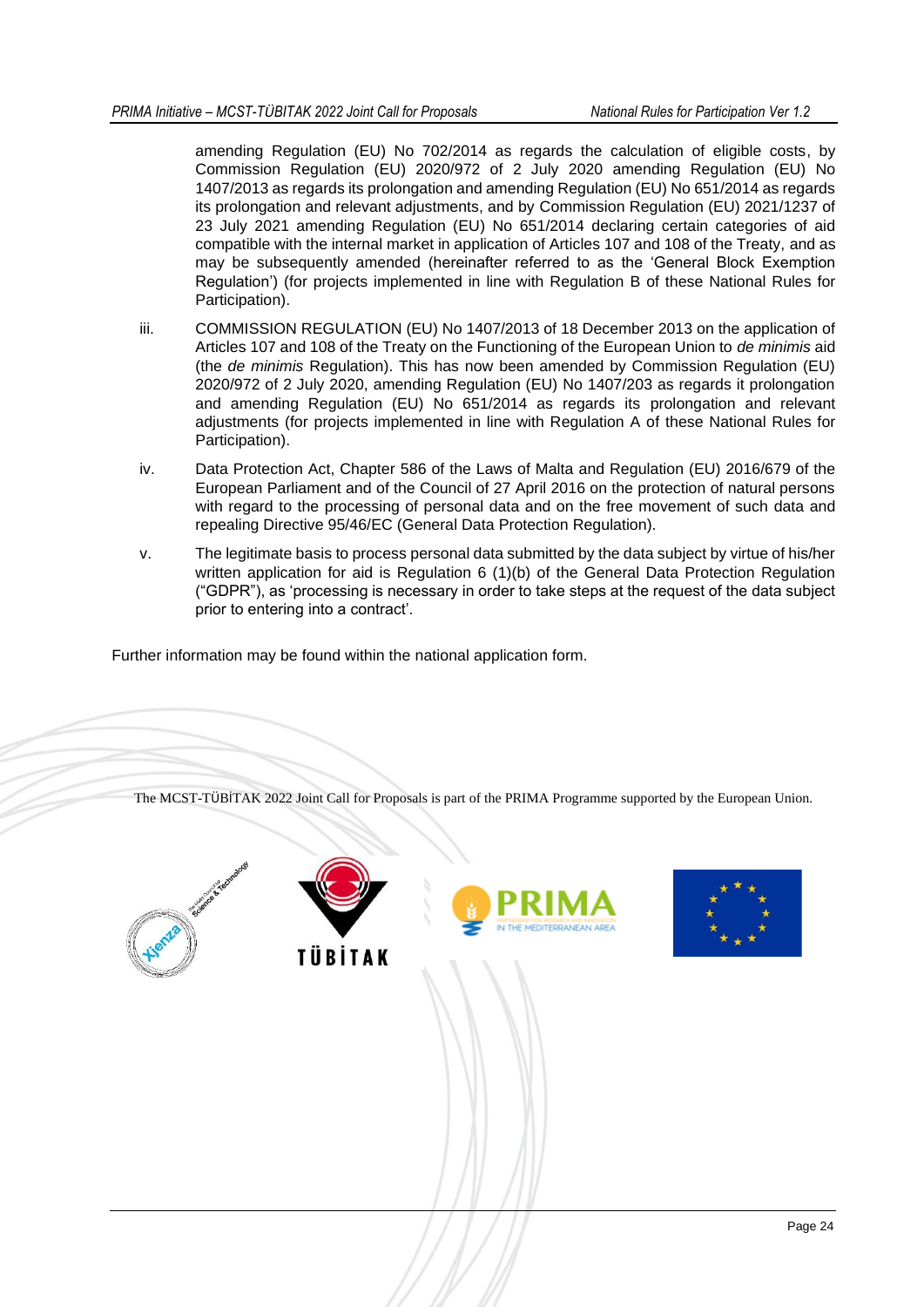amending Regulation (EU) No 702/2014 as regards the calculation of eligible costs, by Commission Regulation (EU) 2020/972 of 2 July 2020 amending Regulation (EU) No 1407/2013 as regards its prolongation and amending Regulation (EU) No 651/2014 as regards its prolongation and relevant adjustments, and by Commission Regulation (EU) 2021/1237 of 23 July 2021 amending Regulation (EU) No 651/2014 declaring certain categories of aid compatible with the internal market in application of Articles 107 and 108 of the Treaty, and as may be subsequently amended (hereinafter referred to as the 'General Block Exemption Regulation') (for projects implemented in line with Regulation B of these National Rules for Participation).

iii. COMMISSION REGULATION (EU) No 1407/2013 of 18 December 2013 on the application of Articles 107 and 108 of the Treaty on the Functioning of the European Union to *de minimis* aid (the *de minimis* Regulation). This has now been amended by Commission Regulation (EU) 2020/972 of 2 July 2020, amending Regulation (EU) No 1407/203 as regards it prolongation and amending Regulation (EU) No 651/2014 as regards its prolongation and relevant adjustments (for projects implemented in line with Regulation A of these National Rules for Participation).

iv. Data Protection Act, Chapter 586 of the Laws of Malta and Regulation (EU) 2016/679 of the European Parliament and of the Council of 27 April 2016 on the protection of natural persons with regard to the processing of personal data and on the free movement of such data and repealing Directive 95/46/EC (General Data Protection Regulation).

v. The legitimate basis to process personal data submitted by the data subject by virtue of his/her written application for aid is Regulation 6 (1)(b) of the General Data Protection Regulation ("GDPR"), as 'processing is necessary in order to take steps at the request of the data subject prior to entering into a contract'.

Further information may be found within the national application form.

The MCST-TÜBİTAK 2022 Joint Call for Proposals is part of the PRIMA Programme supported by the European Union.